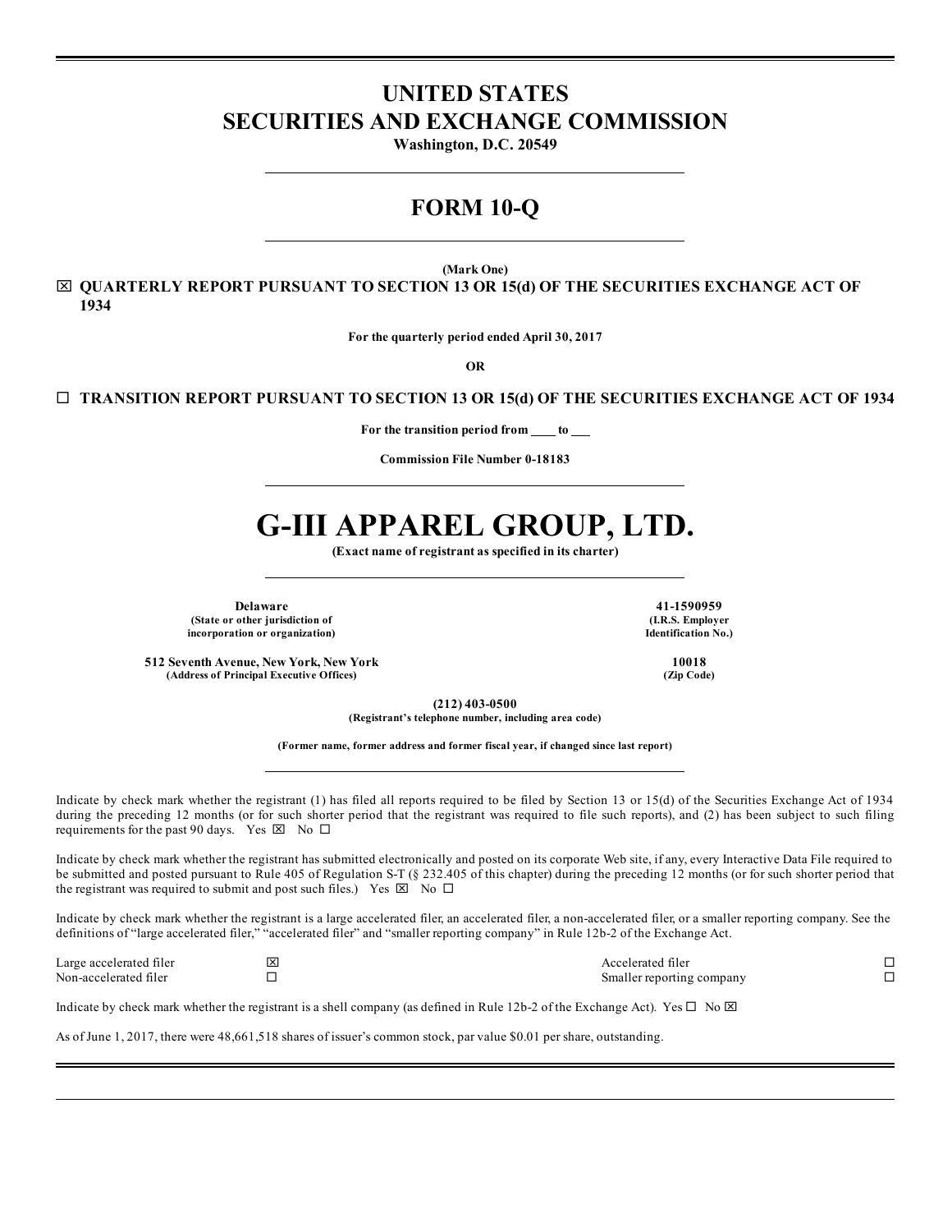# UNITED STATES
# SECURITIES AND EXCHANGE COMMISSION

**Washington, D.C. 20549**

## FORM 10-Q

**(Mark One)**

☒ **QUARTERLY REPORT PURSUANT TO SECTION 13 OR 15(d) OF THE SECURITIES EXCHANGE ACT OF 1934**

**For the quarterly period ended April 30, 2017**

**OR**

☐ **TRANSITION REPORT PURSUANT TO SECTION 13 OR 15(d) OF THE SECURITIES EXCHANGE ACT OF 1934**

**For the transition period from \_\_\_\_ to \_\_\_**

**Commission File Number 0-18183**

# G-III APPAREL GROUP, LTD.

**(Exact name of registrant as specified in its charter)**

| | |
|---|---|
| **Delaware** | **41-1590959** |
| **(State or other jurisdiction of incorporation or organization)** | **(I.R.S. Employer Identification No.)** |
| **512 Seventh Avenue, New York, New York** | **10018** |
| **(Address of Principal Executive Offices)** | **(Zip Code)** |

**(212) 403-0500**
**(Registrant's telephone number, including area code)**

**(Former name, former address and former fiscal year, if changed since last report)**

Indicate by check mark whether the registrant (1) has filed all reports required to be filed by Section 13 or 15(d) of the Securities Exchange Act of 1934 during the preceding 12 months (or for such shorter period that the registrant was required to file such reports), and (2) has been subject to such filing requirements for the past 90 days. Yes ☒ No ☐

Indicate by check mark whether the registrant has submitted electronically and posted on its corporate Web site, if any, every Interactive Data File required to be submitted and posted pursuant to Rule 405 of Regulation S-T (§ 232.405 of this chapter) during the preceding 12 months (or for such shorter period that the registrant was required to submit and post such files.) Yes ☒ No ☐

Indicate by check mark whether the registrant is a large accelerated filer, an accelerated filer, a non-accelerated filer, or a smaller reporting company. See the definitions of "large accelerated filer," "accelerated filer" and "smaller reporting company" in Rule 12b-2 of the Exchange Act.

| | | | |
|---|---|---|---|
| Large accelerated filer | ☒ | Accelerated filer | ☐ |
| Non-accelerated filer | ☐ | Smaller reporting company | ☐ |

Indicate by check mark whether the registrant is a shell company (as defined in Rule 12b-2 of the Exchange Act). Yes ☐ No ☒

As of June 1, 2017, there were 48,661,518 shares of issuer's common stock, par value $0.01 per share, outstanding.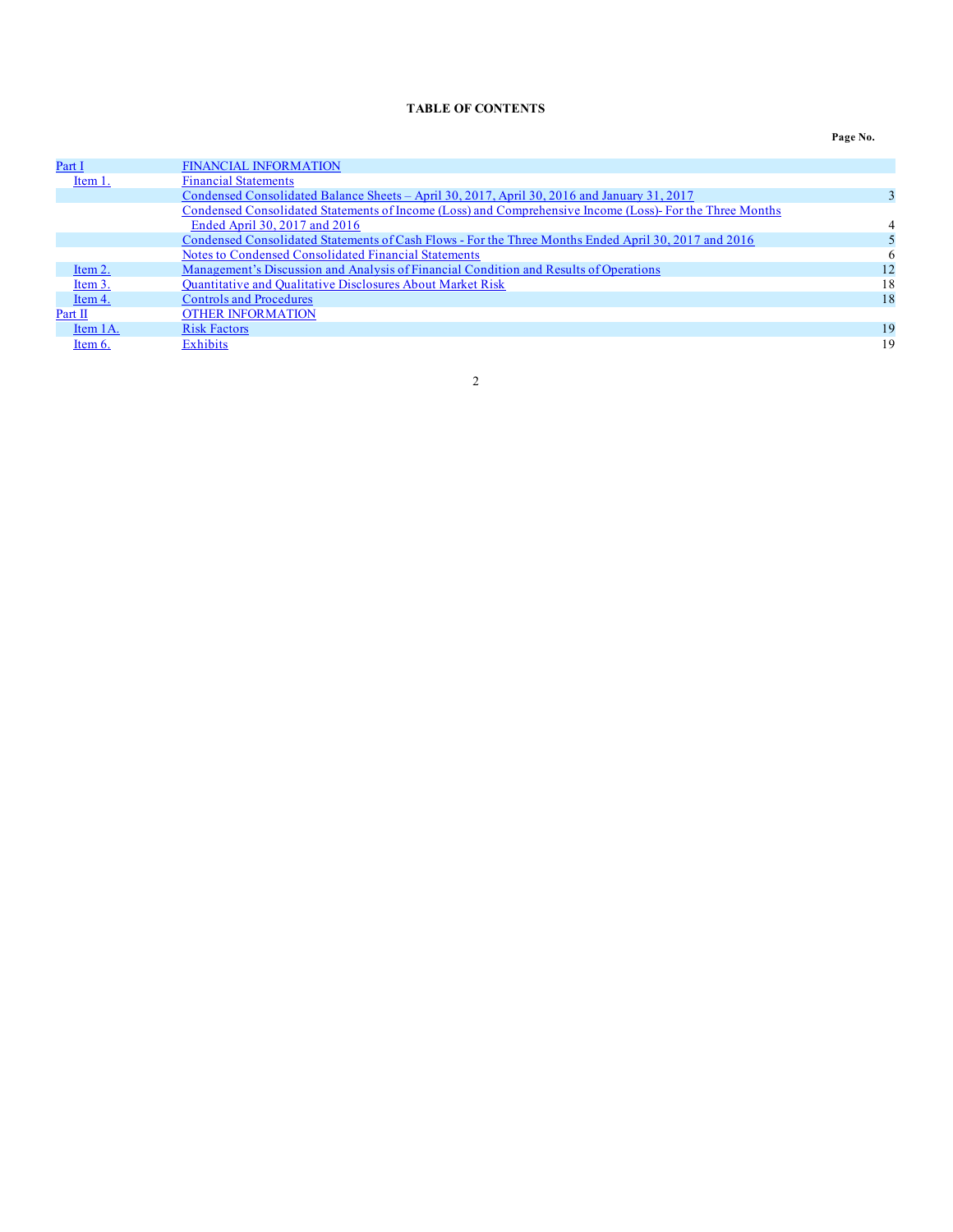## TABLE OF CONTENTS

| | | Page No. |
|---|---|---|
| Part I | FINANCIAL INFORMATION | |
| Item 1. | Financial Statements | |
| | Condensed Consolidated Balance Sheets – April 30, 2017, April 30, 2016 and January 31, 2017 | 3 |
| | Condensed Consolidated Statements of Income (Loss) and Comprehensive Income (Loss)- For the Three Months Ended April 30, 2017 and 2016 | 4 |
| | Condensed Consolidated Statements of Cash Flows - For the Three Months Ended April 30, 2017 and 2016 | 5 |
| | Notes to Condensed Consolidated Financial Statements | 6 |
| Item 2. | Management's Discussion and Analysis of Financial Condition and Results of Operations | 12 |
| Item 3. | Quantitative and Qualitative Disclosures About Market Risk | 18 |
| Item 4. | Controls and Procedures | 18 |
| Part II | OTHER INFORMATION | |
| Item 1A. | Risk Factors | 19 |
| Item 6. | Exhibits | 19 |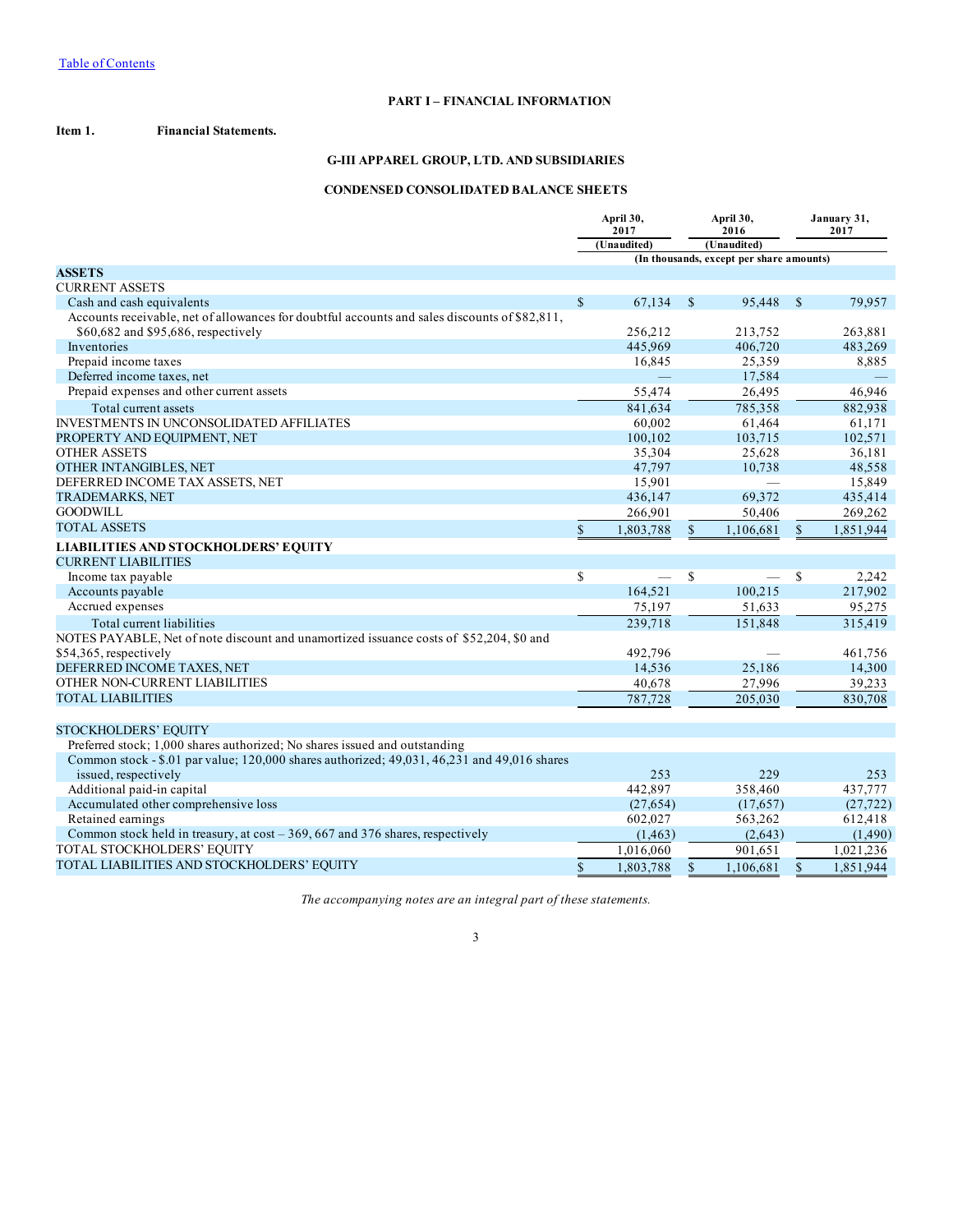[Table of Contents]

**PART I – FINANCIAL INFORMATION**

**Item 1. Financial Statements.**

**G-III APPAREL GROUP, LTD. AND SUBSIDIARIES**

**CONDENSED CONSOLIDATED BALANCE SHEETS**

| | April 30, 2017 | April 30, 2016 | January 31, 2017 |
|---|---|---|---|
| | (Unaudited) | (Unaudited) | |
| | (In thousands, except per share amounts) | | |
| **ASSETS** | | | |
| CURRENT ASSETS | | | |
| Cash and cash equivalents | $ 67,134 | $ 95,448 | $ 79,957 |
| Accounts receivable, net of allowances for doubtful accounts and sales discounts of $82,811, $60,682 and $95,686, respectively | 256,212 | 213,752 | 263,881 |
| Inventories | 445,969 | 406,720 | 483,269 |
| Prepaid income taxes | 16,845 | 25,359 | 8,885 |
| Deferred income taxes, net | — | 17,584 | — |
| Prepaid expenses and other current assets | 55,474 | 26,495 | 46,946 |
| Total current assets | 841,634 | 785,358 | 882,938 |
| INVESTMENTS IN UNCONSOLIDATED AFFILIATES | 60,002 | 61,464 | 61,171 |
| PROPERTY AND EQUIPMENT, NET | 100,102 | 103,715 | 102,571 |
| OTHER ASSETS | 35,304 | 25,628 | 36,181 |
| OTHER INTANGIBLES, NET | 47,797 | 10,738 | 48,558 |
| DEFERRED INCOME TAX ASSETS, NET | 15,901 | — | 15,849 |
| TRADEMARKS, NET | 436,147 | 69,372 | 435,414 |
| GOODWILL | 266,901 | 50,406 | 269,262 |
| TOTAL ASSETS | $ 1,803,788 | $ 1,106,681 | $ 1,851,944 |
| **LIABILITIES AND STOCKHOLDERS' EQUITY** | | | |
| CURRENT LIABILITIES | | | |
| Income tax payable | $ — | $ — | $ 2,242 |
| Accounts payable | 164,521 | 100,215 | 217,902 |
| Accrued expenses | 75,197 | 51,633 | 95,275 |
| Total current liabilities | 239,718 | 151,848 | 315,419 |
| NOTES PAYABLE, Net of note discount and unamortized issuance costs of $52,204, $0 and $54,365, respectively | 492,796 | — | 461,756 |
| DEFERRED INCOME TAXES, NET | 14,536 | 25,186 | 14,300 |
| OTHER NON-CURRENT LIABILITIES | 40,678 | 27,996 | 39,233 |
| TOTAL LIABILITIES | 787,728 | 205,030 | 830,708 |
| STOCKHOLDERS' EQUITY | | | |
| Preferred stock; 1,000 shares authorized; No shares issued and outstanding | | | |
| Common stock - $.01 par value; 120,000 shares authorized; 49,031, 46,231 and 49,016 shares issued, respectively | 253 | 229 | 253 |
| Additional paid-in capital | 442,897 | 358,460 | 437,777 |
| Accumulated other comprehensive loss | (27,654) | (17,657) | (27,722) |
| Retained earnings | 602,027 | 563,262 | 612,418 |
| Common stock held in treasury, at cost – 369, 667 and 376 shares, respectively | (1,463) | (2,643) | (1,490) |
| TOTAL STOCKHOLDERS' EQUITY | 1,016,060 | 901,651 | 1,021,236 |
| TOTAL LIABILITIES AND STOCKHOLDERS' EQUITY | $ 1,803,788 | $ 1,106,681 | $ 1,851,944 |

*The accompanying notes are an integral part of these statements.*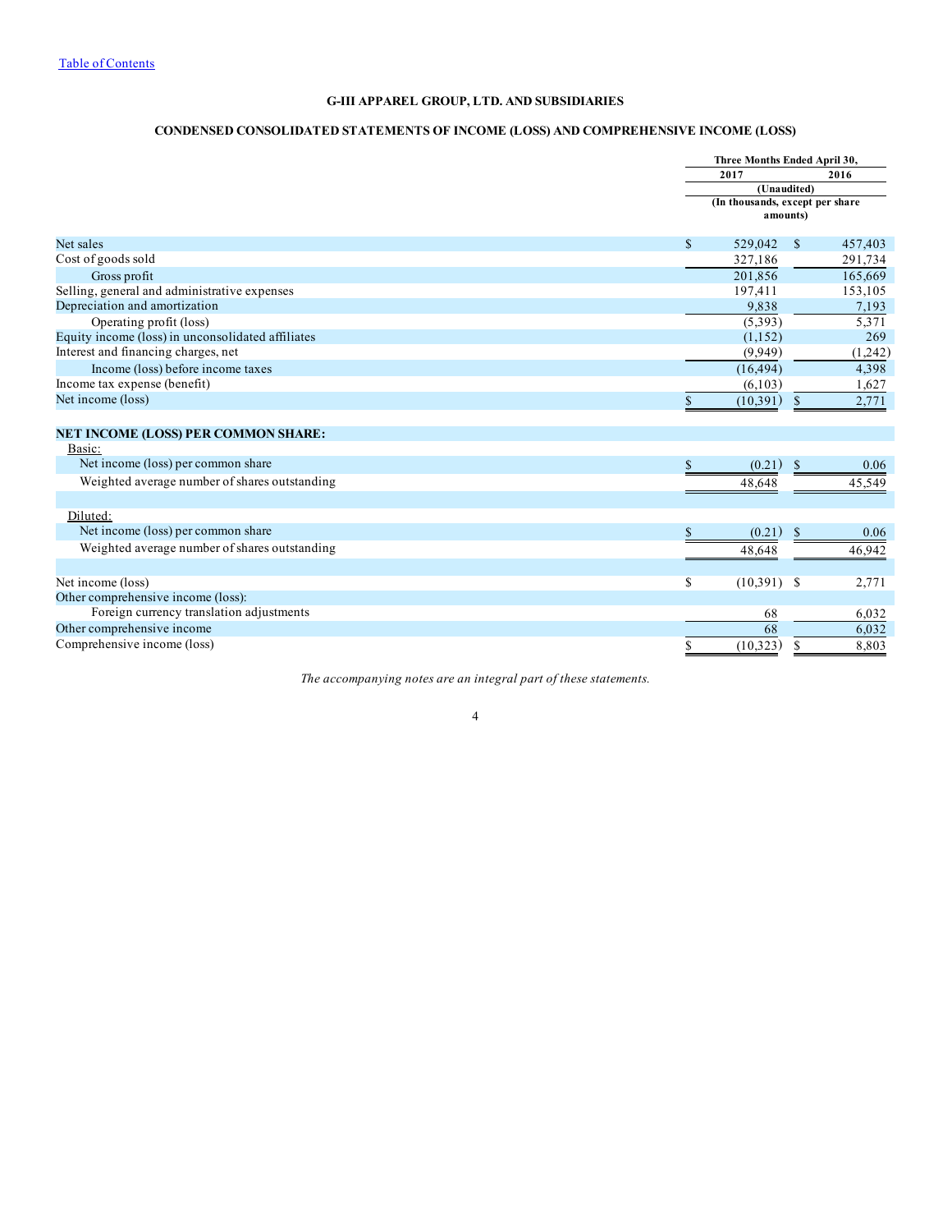# G-III APPAREL GROUP, LTD. AND SUBSIDIARIES

## CONDENSED CONSOLIDATED STATEMENTS OF INCOME (LOSS) AND COMPREHENSIVE INCOME (LOSS)

| | Three Months Ended April 30, | |
|---|---|---|
| | 2017 | 2016 |
| | (Unaudited) | |
| | (In thousands, except per share amounts) | |
| Net sales | $ 529,042 | $ 457,403 |
| Cost of goods sold | 327,186 | 291,734 |
| Gross profit | 201,856 | 165,669 |
| Selling, general and administrative expenses | 197,411 | 153,105 |
| Depreciation and amortization | 9,838 | 7,193 |
| Operating profit (loss) | (5,393) | 5,371 |
| Equity income (loss) in unconsolidated affiliates | (1,152) | 269 |
| Interest and financing charges, net | (9,949) | (1,242) |
| Income (loss) before income taxes | (16,494) | 4,398 |
| Income tax expense (benefit) | (6,103) | 1,627 |
| Net income (loss) | $ (10,391) | $ 2,771 |
| **NET INCOME (LOSS) PER COMMON SHARE:** | | |
| Basic: | | |
| Net income (loss) per common share | $ (0.21) | $ 0.06 |
| Weighted average number of shares outstanding | 48,648 | 45,549 |
| Diluted: | | |
| Net income (loss) per common share | $ (0.21) | $ 0.06 |
| Weighted average number of shares outstanding | 48,648 | 46,942 |
| Net income (loss) | $ (10,391) | $ 2,771 |
| Other comprehensive income (loss): | | |
| Foreign currency translation adjustments | 68 | 6,032 |
| Other comprehensive income | 68 | 6,032 |
| Comprehensive income (loss) | $ (10,323) | $ 8,803 |

*The accompanying notes are an integral part of these statements.*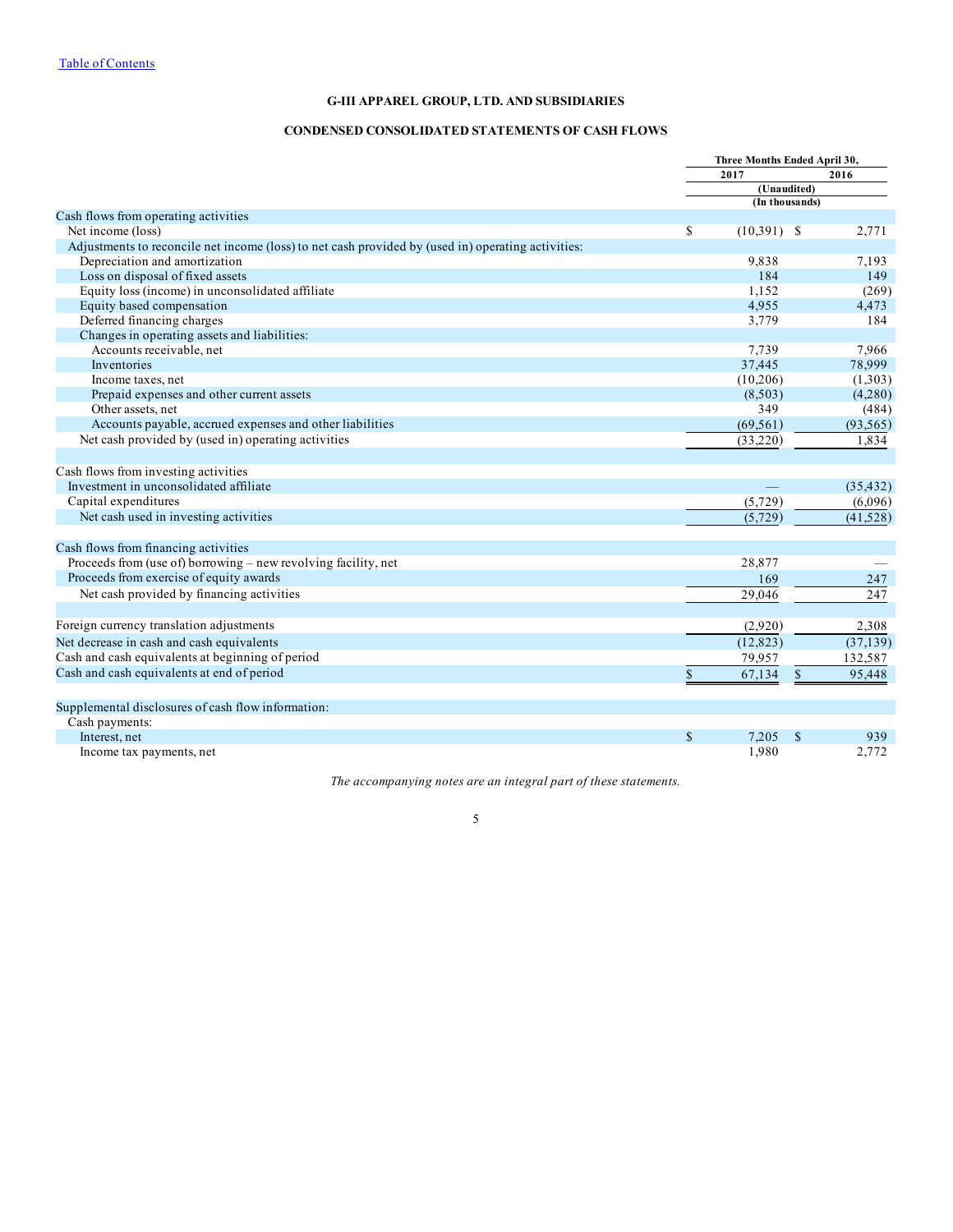[Table of Contents](#)

# G-III APPAREL GROUP, LTD. AND SUBSIDIARIES

## CONDENSED CONSOLIDATED STATEMENTS OF CASH FLOWS

| | Three Months Ended April 30, | |
|---|---|---|
| | 2017 | 2016 |
| | (Unaudited) | |
| | (In thousands) | |
| Cash flows from operating activities | | |
| Net income (loss) | $ (10,391) | $ 2,771 |
| Adjustments to reconcile net income (loss) to net cash provided by (used in) operating activities: | | |
| Depreciation and amortization | 9,838 | 7,193 |
| Loss on disposal of fixed assets | 184 | 149 |
| Equity loss (income) in unconsolidated affiliate | 1,152 | (269) |
| Equity based compensation | 4,955 | 4,473 |
| Deferred financing charges | 3,779 | 184 |
| Changes in operating assets and liabilities: | | |
| Accounts receivable, net | 7,739 | 7,966 |
| Inventories | 37,445 | 78,999 |
| Income taxes, net | (10,206) | (1,303) |
| Prepaid expenses and other current assets | (8,503) | (4,280) |
| Other assets, net | 349 | (484) |
| Accounts payable, accrued expenses and other liabilities | (69,561) | (93,565) |
| Net cash provided by (used in) operating activities | (33,220) | 1,834 |
| | | |
| Cash flows from investing activities | | |
| Investment in unconsolidated affiliate | — | (35,432) |
| Capital expenditures | (5,729) | (6,096) |
| Net cash used in investing activities | (5,729) | (41,528) |
| | | |
| Cash flows from financing activities | | |
| Proceeds from (use of) borrowing – new revolving facility, net | 28,877 | — |
| Proceeds from exercise of equity awards | 169 | 247 |
| Net cash provided by financing activities | 29,046 | 247 |
| | | |
| Foreign currency translation adjustments | (2,920) | 2,308 |
| Net decrease in cash and cash equivalents | (12,823) | (37,139) |
| Cash and cash equivalents at beginning of period | 79,957 | 132,587 |
| Cash and cash equivalents at end of period | $ 67,134 | $ 95,448 |
| | | |
| Supplemental disclosures of cash flow information: | | |
| Cash payments: | | |
| Interest, net | $ 7,205 | $ 939 |
| Income tax payments, net | 1,980 | 2,772 |

*The accompanying notes are an integral part of these statements.*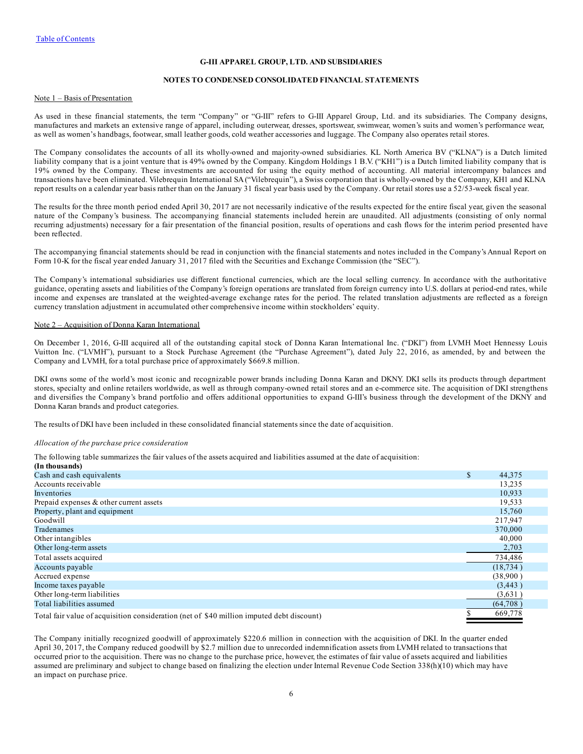Table of Contents

# G-III APPAREL GROUP, LTD. AND SUBSIDIARIES

## NOTES TO CONDENSED CONSOLIDATED FINANCIAL STATEMENTS

Note 1 – Basis of Presentation

As used in these financial statements, the term "Company" or "G-III" refers to G-III Apparel Group, Ltd. and its subsidiaries. The Company designs, manufactures and markets an extensive range of apparel, including outerwear, dresses, sportswear, swimwear, women's suits and women's performance wear, as well as women's handbags, footwear, small leather goods, cold weather accessories and luggage. The Company also operates retail stores.

The Company consolidates the accounts of all its wholly-owned and majority-owned subsidiaries. KL North America BV ("KLNA") is a Dutch limited liability company that is a joint venture that is 49% owned by the Company. Kingdom Holdings 1 B.V. ("KH1") is a Dutch limited liability company that is 19% owned by the Company. These investments are accounted for using the equity method of accounting. All material intercompany balances and transactions have been eliminated. Vilebrequin International SA ("Vilebrequin"), a Swiss corporation that is wholly-owned by the Company, KH1 and KLNA report results on a calendar year basis rather than on the January 31 fiscal year basis used by the Company. Our retail stores use a 52/53-week fiscal year.

The results for the three month period ended April 30, 2017 are not necessarily indicative of the results expected for the entire fiscal year, given the seasonal nature of the Company's business. The accompanying financial statements included herein are unaudited. All adjustments (consisting of only normal recurring adjustments) necessary for a fair presentation of the financial position, results of operations and cash flows for the interim period presented have been reflected.

The accompanying financial statements should be read in conjunction with the financial statements and notes included in the Company's Annual Report on Form 10-K for the fiscal year ended January 31, 2017 filed with the Securities and Exchange Commission (the "SEC").

The Company's international subsidiaries use different functional currencies, which are the local selling currency. In accordance with the authoritative guidance, operating assets and liabilities of the Company's foreign operations are translated from foreign currency into U.S. dollars at period-end rates, while income and expenses are translated at the weighted-average exchange rates for the period. The related translation adjustments are reflected as a foreign currency translation adjustment in accumulated other comprehensive income within stockholders' equity.

Note 2 – Acquisition of Donna Karan International

On December 1, 2016, G-III acquired all of the outstanding capital stock of Donna Karan International Inc. ("DKI") from LVMH Moet Hennessy Louis Vuitton Inc. ("LVMH"), pursuant to a Stock Purchase Agreement (the "Purchase Agreement"), dated July 22, 2016, as amended, by and between the Company and LVMH, for a total purchase price of approximately $669.8 million.

DKI owns some of the world's most iconic and recognizable power brands including Donna Karan and DKNY. DKI sells its products through department stores, specialty and online retailers worldwide, as well as through company-owned retail stores and an e-commerce site. The acquisition of DKI strengthens and diversifies the Company's brand portfolio and offers additional opportunities to expand G-III's business through the development of the DKNY and Donna Karan brands and product categories.

The results of DKI have been included in these consolidated financial statements since the date of acquisition.

*Allocation of the purchase price consideration*

The following table summarizes the fair values of the assets acquired and liabilities assumed at the date of acquisition:

| **(In thousands)** | |
|---|---|
| Cash and cash equivalents | $ 44,375 |
| Accounts receivable | 13,235 |
| Inventories | 10,933 |
| Prepaid expenses & other current assets | 19,533 |
| Property, plant and equipment | 15,760 |
| Goodwill | 217,947 |
| Tradenames | 370,000 |
| Other intangibles | 40,000 |
| Other long-term assets | 2,703 |
| Total assets acquired | 734,486 |
| Accounts payable | (18,734) |
| Accrued expense | (38,900) |
| Income taxes payable | (3,443) |
| Other long-term liabilities | (3,631) |
| Total liabilities assumed | (64,708) |
| Total fair value of acquisition consideration (net of $40 million imputed debt discount) | $ 669,778 |

The Company initially recognized goodwill of approximately $220.6 million in connection with the acquisition of DKI. In the quarter ended April 30, 2017, the Company reduced goodwill by $2.7 million due to unrecorded indemnification assets from LVMH related to transactions that occurred prior to the acquisition. There was no change to the purchase price, however, the estimates of fair value of assets acquired and liabilities assumed are preliminary and subject to change based on finalizing the election under Internal Revenue Code Section 338(h)(10) which may have an impact on purchase price.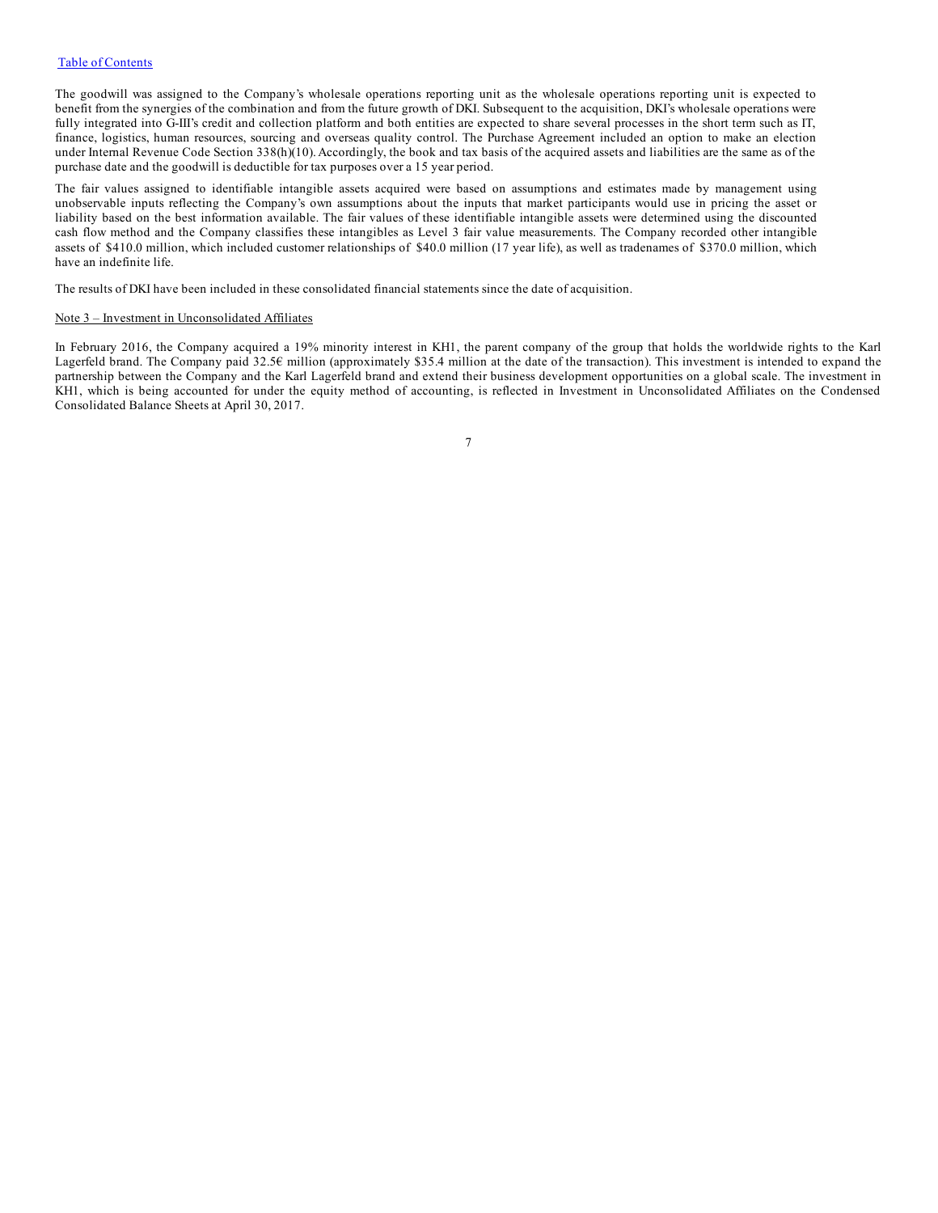The goodwill was assigned to the Company's wholesale operations reporting unit as the wholesale operations reporting unit is expected to benefit from the synergies of the combination and from the future growth of DKI. Subsequent to the acquisition, DKI's wholesale operations were fully integrated into G-III's credit and collection platform and both entities are expected to share several processes in the short term such as IT, finance, logistics, human resources, sourcing and overseas quality control. The Purchase Agreement included an option to make an election under Internal Revenue Code Section 338(h)(10). Accordingly, the book and tax basis of the acquired assets and liabilities are the same as of the purchase date and the goodwill is deductible for tax purposes over a 15 year period.

The fair values assigned to identifiable intangible assets acquired were based on assumptions and estimates made by management using unobservable inputs reflecting the Company's own assumptions about the inputs that market participants would use in pricing the asset or liability based on the best information available. The fair values of these identifiable intangible assets were determined using the discounted cash flow method and the Company classifies these intangibles as Level 3 fair value measurements. The Company recorded other intangible assets of $410.0 million, which included customer relationships of $40.0 million (17 year life), as well as tradenames of $370.0 million, which have an indefinite life.

The results of DKI have been included in these consolidated financial statements since the date of acquisition.

## Note 3 – Investment in Unconsolidated Affiliates

In February 2016, the Company acquired a 19% minority interest in KH1, the parent company of the group that holds the worldwide rights to the Karl Lagerfeld brand. The Company paid 32.5€ million (approximately $35.4 million at the date of the transaction). This investment is intended to expand the partnership between the Company and the Karl Lagerfeld brand and extend their business development opportunities on a global scale. The investment in KH1, which is being accounted for under the equity method of accounting, is reflected in Investment in Unconsolidated Affiliates on the Condensed Consolidated Balance Sheets at April 30, 2017.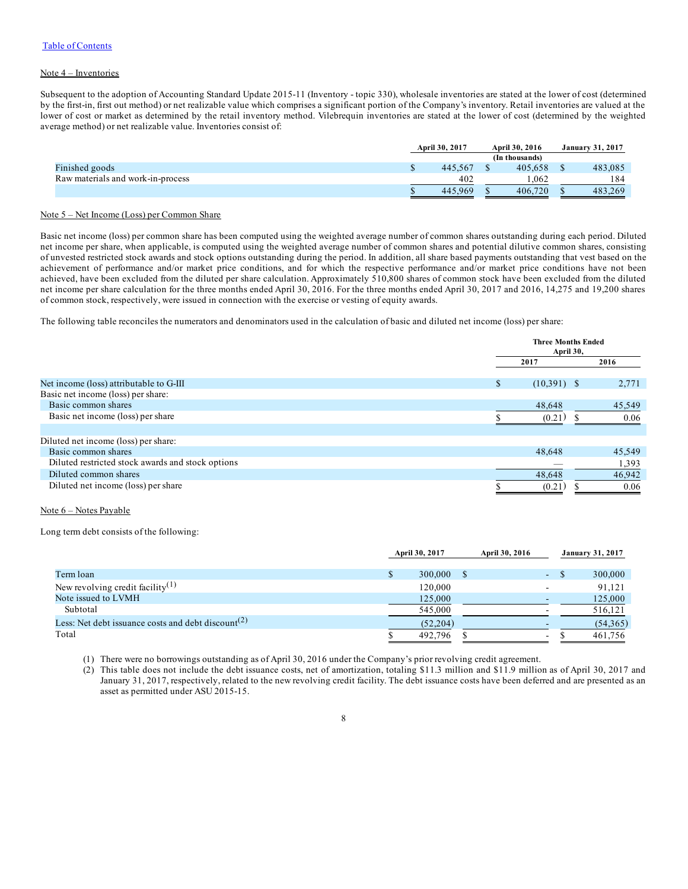Table of Contents

Note 4 – Inventories

Subsequent to the adoption of Accounting Standard Update 2015-11 (Inventory - topic 330), wholesale inventories are stated at the lower of cost (determined by the first-in, first out method) or net realizable value which comprises a significant portion of the Company's inventory. Retail inventories are valued at the lower of cost or market as determined by the retail inventory method. Vilebrequin inventories are stated at the lower of cost (determined by the weighted average method) or net realizable value. Inventories consist of:

| | April 30, 2017 | April 30, 2016 | January 31, 2017 |
|---|---|---|---|
| | | (In thousands) | |
| Finished goods | $ 445,567 | $ 405,658 | $ 483,085 |
| Raw materials and work-in-process | 402 | 1,062 | 184 |
| | $ 445,969 | $ 406,720 | $ 483,269 |

Note 5 – Net Income (Loss) per Common Share

Basic net income (loss) per common share has been computed using the weighted average number of common shares outstanding during each period. Diluted net income per share, when applicable, is computed using the weighted average number of common shares and potential dilutive common shares, consisting of unvested restricted stock awards and stock options outstanding during the period. In addition, all share based payments outstanding that vest based on the achievement of performance and/or market price conditions, and for which the respective performance and/or market price conditions have not been achieved, have been excluded from the diluted per share calculation. Approximately 510,800 shares of common stock have been excluded from the diluted net income per share calculation for the three months ended April 30, 2016. For the three months ended April 30, 2017 and 2016, 14,275 and 19,200 shares of common stock, respectively, were issued in connection with the exercise or vesting of equity awards.

The following table reconciles the numerators and denominators used in the calculation of basic and diluted net income (loss) per share:

| | Three Months Ended April 30, | |
|---|---|---|
| | 2017 | 2016 |
| Net income (loss) attributable to G-III | $ (10,391) | $ 2,771 |
| Basic net income (loss) per share: | | |
| Basic common shares | 48,648 | 45,549 |
| Basic net income (loss) per share | $ (0.21) | $ 0.06 |
| | | |
| Diluted net income (loss) per share: | | |
| Basic common shares | 48,648 | 45,549 |
| Diluted restricted stock awards and stock options | — | 1,393 |
| Diluted common shares | 48,648 | 46,942 |
| Diluted net income (loss) per share | $ (0.21) | $ 0.06 |

Note 6 – Notes Payable

Long term debt consists of the following:

| | April 30, 2017 | April 30, 2016 | January 31, 2017 |
|---|---|---|---|
| Term loan | $ 300,000 | $ - | $ 300,000 |
| New revolving credit facility[1] | 120,000 | - | 91,121 |
| Note issued to LVMH | 125,000 | - | 125,000 |
| Subtotal | 545,000 | - | 516,121 |
| Less: Net debt issuance costs and debt discount[2] | (52,204) | - | (54,365) |
| Total | $ 492,796 | $ - | $ 461,756 |

(1) There were no borrowings outstanding as of April 30, 2016 under the Company's prior revolving credit agreement.

(2) This table does not include the debt issuance costs, net of amortization, totaling $11.3 million and $11.9 million as of April 30, 2017 and January 31, 2017, respectively, related to the new revolving credit facility. The debt issuance costs have been deferred and are presented as an asset as permitted under ASU 2015-15.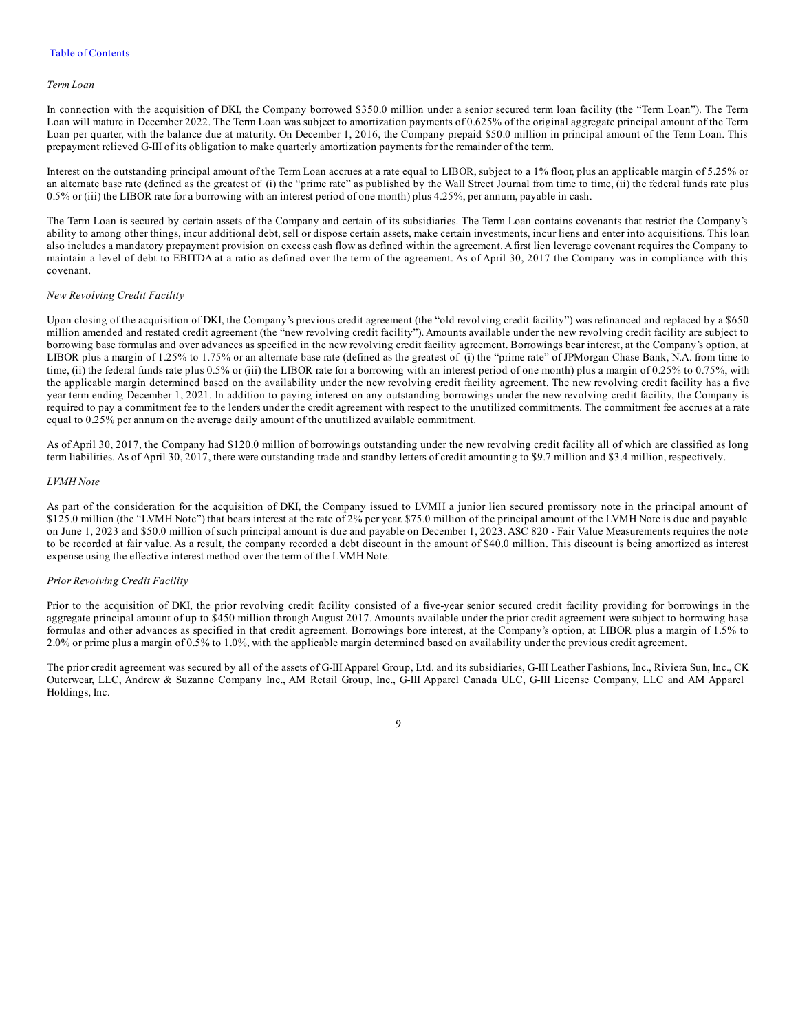*Term Loan*

In connection with the acquisition of DKI, the Company borrowed $350.0 million under a senior secured term loan facility (the "Term Loan"). The Term Loan will mature in December 2022. The Term Loan was subject to amortization payments of 0.625% of the original aggregate principal amount of the Term Loan per quarter, with the balance due at maturity. On December 1, 2016, the Company prepaid $50.0 million in principal amount of the Term Loan. This prepayment relieved G-III of its obligation to make quarterly amortization payments for the remainder of the term.

Interest on the outstanding principal amount of the Term Loan accrues at a rate equal to LIBOR, subject to a 1% floor, plus an applicable margin of 5.25% or an alternate base rate (defined as the greatest of (i) the "prime rate" as published by the Wall Street Journal from time to time, (ii) the federal funds rate plus 0.5% or (iii) the LIBOR rate for a borrowing with an interest period of one month) plus 4.25%, per annum, payable in cash.

The Term Loan is secured by certain assets of the Company and certain of its subsidiaries. The Term Loan contains covenants that restrict the Company's ability to among other things, incur additional debt, sell or dispose certain assets, make certain investments, incur liens and enter into acquisitions. This loan also includes a mandatory prepayment provision on excess cash flow as defined within the agreement. A first lien leverage covenant requires the Company to maintain a level of debt to EBITDA at a ratio as defined over the term of the agreement. As of April 30, 2017 the Company was in compliance with this covenant.

*New Revolving Credit Facility*

Upon closing of the acquisition of DKI, the Company's previous credit agreement (the "old revolving credit facility") was refinanced and replaced by a $650 million amended and restated credit agreement (the "new revolving credit facility"). Amounts available under the new revolving credit facility are subject to borrowing base formulas and over advances as specified in the new revolving credit facility agreement. Borrowings bear interest, at the Company's option, at LIBOR plus a margin of 1.25% to 1.75% or an alternate base rate (defined as the greatest of (i) the "prime rate" of JPMorgan Chase Bank, N.A. from time to time, (ii) the federal funds rate plus 0.5% or (iii) the LIBOR rate for a borrowing with an interest period of one month) plus a margin of 0.25% to 0.75%, with the applicable margin determined based on the availability under the new revolving credit facility agreement. The new revolving credit facility has a five year term ending December 1, 2021. In addition to paying interest on any outstanding borrowings under the new revolving credit facility, the Company is required to pay a commitment fee to the lenders under the credit agreement with respect to the unutilized commitments. The commitment fee accrues at a rate equal to 0.25% per annum on the average daily amount of the unutilized available commitment.

As of April 30, 2017, the Company had $120.0 million of borrowings outstanding under the new revolving credit facility all of which are classified as long term liabilities. As of April 30, 2017, there were outstanding trade and standby letters of credit amounting to $9.7 million and $3.4 million, respectively.

*LVMH Note*

As part of the consideration for the acquisition of DKI, the Company issued to LVMH a junior lien secured promissory note in the principal amount of $125.0 million (the "LVMH Note") that bears interest at the rate of 2% per year. $75.0 million of the principal amount of the LVMH Note is due and payable on June 1, 2023 and $50.0 million of such principal amount is due and payable on December 1, 2023. ASC 820 - Fair Value Measurements requires the note to be recorded at fair value. As a result, the company recorded a debt discount in the amount of $40.0 million. This discount is being amortized as interest expense using the effective interest method over the term of the LVMH Note.

*Prior Revolving Credit Facility*

Prior to the acquisition of DKI, the prior revolving credit facility consisted of a five-year senior secured credit facility providing for borrowings in the aggregate principal amount of up to $450 million through August 2017. Amounts available under the prior credit agreement were subject to borrowing base formulas and other advances as specified in that credit agreement. Borrowings bore interest, at the Company's option, at LIBOR plus a margin of 1.5% to 2.0% or prime plus a margin of 0.5% to 1.0%, with the applicable margin determined based on availability under the previous credit agreement.

The prior credit agreement was secured by all of the assets of G-III Apparel Group, Ltd. and its subsidiaries, G-III Leather Fashions, Inc., Riviera Sun, Inc., CK Outerwear, LLC, Andrew & Suzanne Company Inc., AM Retail Group, Inc., G-III Apparel Canada ULC, G-III License Company, LLC and AM Apparel Holdings, Inc.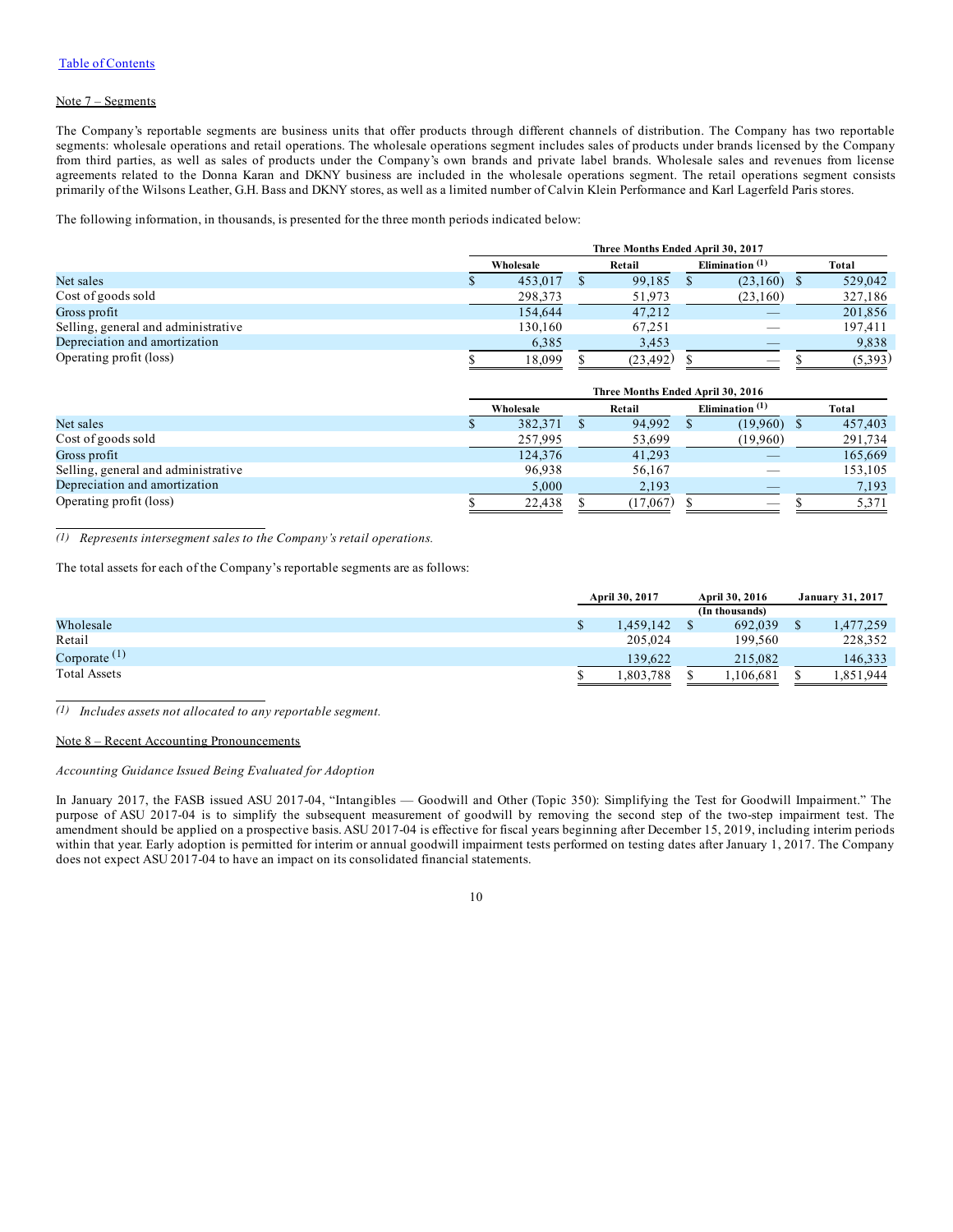Note 7 – Segments

The Company's reportable segments are business units that offer products through different channels of distribution. The Company has two reportable segments: wholesale operations and retail operations. The wholesale operations segment includes sales of products under brands licensed by the Company from third parties, as well as sales of products under the Company's own brands and private label brands. Wholesale sales and revenues from license agreements related to the Donna Karan and DKNY business are included in the wholesale operations segment. The retail operations segment consists primarily of the Wilsons Leather, G.H. Bass and DKNY stores, as well as a limited number of Calvin Klein Performance and Karl Lagerfeld Paris stores.

The following information, in thousands, is presented for the three month periods indicated below:

| | Three Months Ended April 30, 2017 | | | |
|---|---|---|---|---|
| | Wholesale | Retail | Elimination [1] | Total |
| Net sales | $ 453,017 | $ 99,185 | $ (23,160) | $ 529,042 |
| Cost of goods sold | 298,373 | 51,973 | (23,160) | 327,186 |
| Gross profit | 154,644 | 47,212 | — | 201,856 |
| Selling, general and administrative | 130,160 | 67,251 | — | 197,411 |
| Depreciation and amortization | 6,385 | 3,453 | — | 9,838 |
| Operating profit (loss) | $ 18,099 | $ (23,492) | $ — | $ (5,393) |

| | Three Months Ended April 30, 2016 | | | |
|---|---|---|---|---|
| | Wholesale | Retail | Elimination [1] | Total |
| Net sales | $ 382,371 | $ 94,992 | $ (19,960) | $ 457,403 |
| Cost of goods sold | 257,995 | 53,699 | (19,960) | 291,734 |
| Gross profit | 124,376 | 41,293 | — | 165,669 |
| Selling, general and administrative | 96,938 | 56,167 | — | 153,105 |
| Depreciation and amortization | 5,000 | 2,193 | — | 7,193 |
| Operating profit (loss) | $ 22,438 | $ (17,067) | $ — | $ 5,371 |

*(1) Represents intersegment sales to the Company's retail operations.*

The total assets for each of the Company's reportable segments are as follows:

| | April 30, 2017 | April 30, 2016 | January 31, 2017 |
|---|---|---|---|
| | | (In thousands) | |
| Wholesale | $ 1,459,142 | $ 692,039 | $ 1,477,259 |
| Retail | 205,024 | 199,560 | 228,352 |
| Corporate [1] | 139,622 | 215,082 | 146,333 |
| Total Assets | $ 1,803,788 | $ 1,106,681 | $ 1,851,944 |

*(1) Includes assets not allocated to any reportable segment.*

Note 8 – Recent Accounting Pronouncements

*Accounting Guidance Issued Being Evaluated for Adoption*

In January 2017, the FASB issued ASU 2017-04, "Intangibles — Goodwill and Other (Topic 350): Simplifying the Test for Goodwill Impairment." The purpose of ASU 2017-04 is to simplify the subsequent measurement of goodwill by removing the second step of the two-step impairment test. The amendment should be applied on a prospective basis. ASU 2017-04 is effective for fiscal years beginning after December 15, 2019, including interim periods within that year. Early adoption is permitted for interim or annual goodwill impairment tests performed on testing dates after January 1, 2017. The Company does not expect ASU 2017-04 to have an impact on its consolidated financial statements.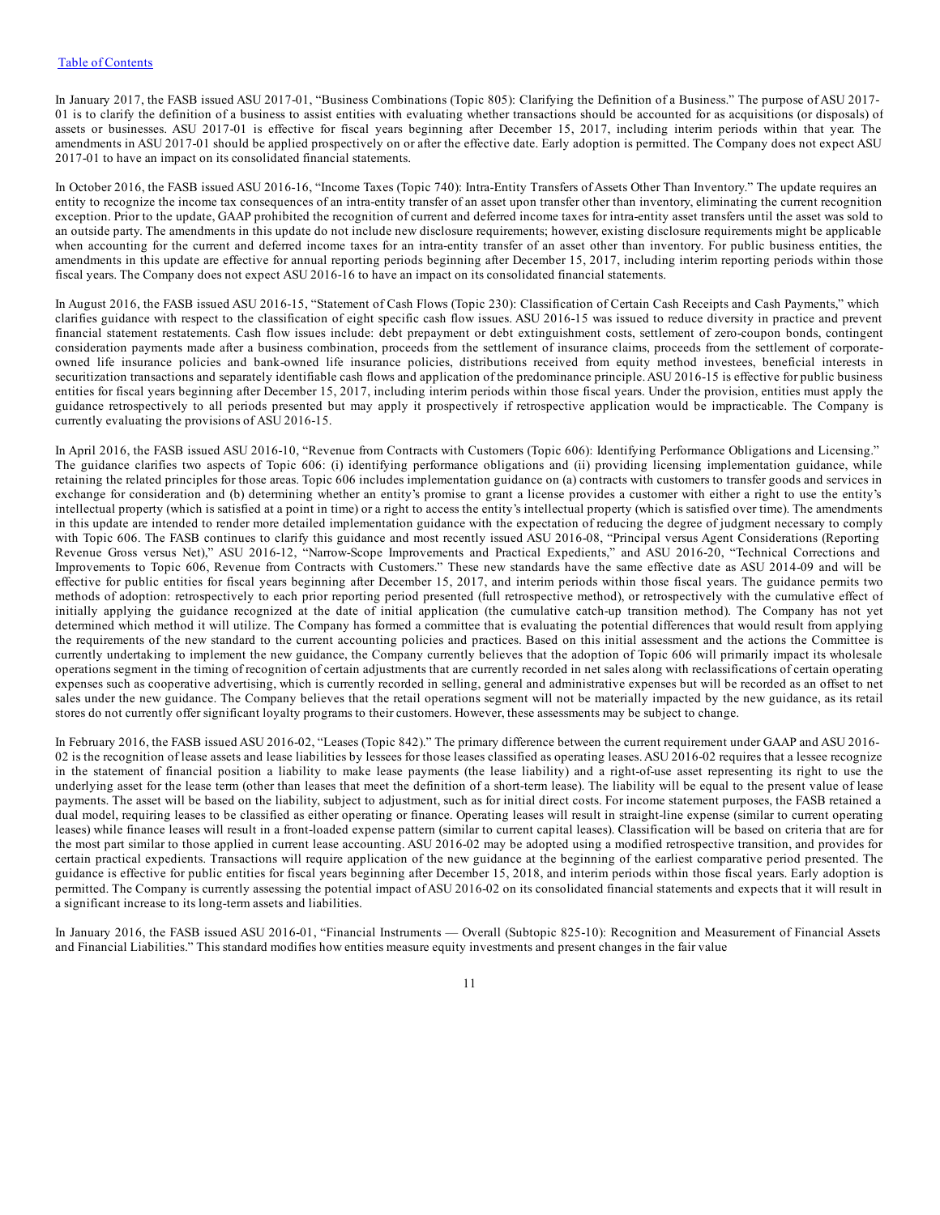In January 2017, the FASB issued ASU 2017-01, "Business Combinations (Topic 805): Clarifying the Definition of a Business." The purpose of ASU 2017-01 is to clarify the definition of a business to assist entities with evaluating whether transactions should be accounted for as acquisitions (or disposals) of assets or businesses. ASU 2017-01 is effective for fiscal years beginning after December 15, 2017, including interim periods within that year. The amendments in ASU 2017-01 should be applied prospectively on or after the effective date. Early adoption is permitted. The Company does not expect ASU 2017-01 to have an impact on its consolidated financial statements.

In October 2016, the FASB issued ASU 2016-16, "Income Taxes (Topic 740): Intra-Entity Transfers of Assets Other Than Inventory." The update requires an entity to recognize the income tax consequences of an intra-entity transfer of an asset upon transfer other than inventory, eliminating the current recognition exception. Prior to the update, GAAP prohibited the recognition of current and deferred income taxes for intra-entity asset transfers until the asset was sold to an outside party. The amendments in this update do not include new disclosure requirements; however, existing disclosure requirements might be applicable when accounting for the current and deferred income taxes for an intra-entity transfer of an asset other than inventory. For public business entities, the amendments in this update are effective for annual reporting periods beginning after December 15, 2017, including interim reporting periods within those fiscal years. The Company does not expect ASU 2016-16 to have an impact on its consolidated financial statements.

In August 2016, the FASB issued ASU 2016-15, "Statement of Cash Flows (Topic 230): Classification of Certain Cash Receipts and Cash Payments," which clarifies guidance with respect to the classification of eight specific cash flow issues. ASU 2016-15 was issued to reduce diversity in practice and prevent financial statement restatements. Cash flow issues include: debt prepayment or debt extinguishment costs, settlement of zero-coupon bonds, contingent consideration payments made after a business combination, proceeds from the settlement of insurance claims, proceeds from the settlement of corporate-owned life insurance policies and bank-owned life insurance policies, distributions received from equity method investees, beneficial interests in securitization transactions and separately identifiable cash flows and application of the predominance principle. ASU 2016-15 is effective for public business entities for fiscal years beginning after December 15, 2017, including interim periods within those fiscal years. Under the provision, entities must apply the guidance retrospectively to all periods presented but may apply it prospectively if retrospective application would be impracticable. The Company is currently evaluating the provisions of ASU 2016-15.

In April 2016, the FASB issued ASU 2016-10, "Revenue from Contracts with Customers (Topic 606): Identifying Performance Obligations and Licensing." The guidance clarifies two aspects of Topic 606: (i) identifying performance obligations and (ii) providing licensing implementation guidance, while retaining the related principles for those areas. Topic 606 includes implementation guidance on (a) contracts with customers to transfer goods and services in exchange for consideration and (b) determining whether an entity's promise to grant a license provides a customer with either a right to use the entity's intellectual property (which is satisfied at a point in time) or a right to access the entity's intellectual property (which is satisfied over time). The amendments in this update are intended to render more detailed implementation guidance with the expectation of reducing the degree of judgment necessary to comply with Topic 606. The FASB continues to clarify this guidance and most recently issued ASU 2016-08, "Principal versus Agent Considerations (Reporting Revenue Gross versus Net)," ASU 2016-12, "Narrow-Scope Improvements and Practical Expedients," and ASU 2016-20, "Technical Corrections and Improvements to Topic 606, Revenue from Contracts with Customers." These new standards have the same effective date as ASU 2014-09 and will be effective for public entities for fiscal years beginning after December 15, 2017, and interim periods within those fiscal years. The guidance permits two methods of adoption: retrospectively to each prior reporting period presented (full retrospective method), or retrospectively with the cumulative effect of initially applying the guidance recognized at the date of initial application (the cumulative catch-up transition method). The Company has not yet determined which method it will utilize. The Company has formed a committee that is evaluating the potential differences that would result from applying the requirements of the new standard to the current accounting policies and practices. Based on this initial assessment and the actions the Committee is currently undertaking to implement the new guidance, the Company currently believes that the adoption of Topic 606 will primarily impact its wholesale operations segment in the timing of recognition of certain adjustments that are currently recorded in net sales along with reclassifications of certain operating expenses such as cooperative advertising, which is currently recorded in selling, general and administrative expenses but will be recorded as an offset to net sales under the new guidance. The Company believes that the retail operations segment will not be materially impacted by the new guidance, as its retail stores do not currently offer significant loyalty programs to their customers. However, these assessments may be subject to change.

In February 2016, the FASB issued ASU 2016-02, "Leases (Topic 842)." The primary difference between the current requirement under GAAP and ASU 2016-02 is the recognition of lease assets and lease liabilities by lessees for those leases classified as operating leases. ASU 2016-02 requires that a lessee recognize in the statement of financial position a liability to make lease payments (the lease liability) and a right-of-use asset representing its right to use the underlying asset for the lease term (other than leases that meet the definition of a short-term lease). The liability will be equal to the present value of lease payments. The asset will be based on the liability, subject to adjustment, such as for initial direct costs. For income statement purposes, the FASB retained a dual model, requiring leases to be classified as either operating or finance. Operating leases will result in straight-line expense (similar to current operating leases) while finance leases will result in a front-loaded expense pattern (similar to current capital leases). Classification will be based on criteria that are for the most part similar to those applied in current lease accounting. ASU 2016-02 may be adopted using a modified retrospective transition, and provides for certain practical expedients. Transactions will require application of the new guidance at the beginning of the earliest comparative period presented. The guidance is effective for public entities for fiscal years beginning after December 15, 2018, and interim periods within those fiscal years. Early adoption is permitted. The Company is currently assessing the potential impact of ASU 2016-02 on its consolidated financial statements and expects that it will result in a significant increase to its long-term assets and liabilities.

In January 2016, the FASB issued ASU 2016-01, "Financial Instruments — Overall (Subtopic 825-10): Recognition and Measurement of Financial Assets and Financial Liabilities." This standard modifies how entities measure equity investments and present changes in the fair value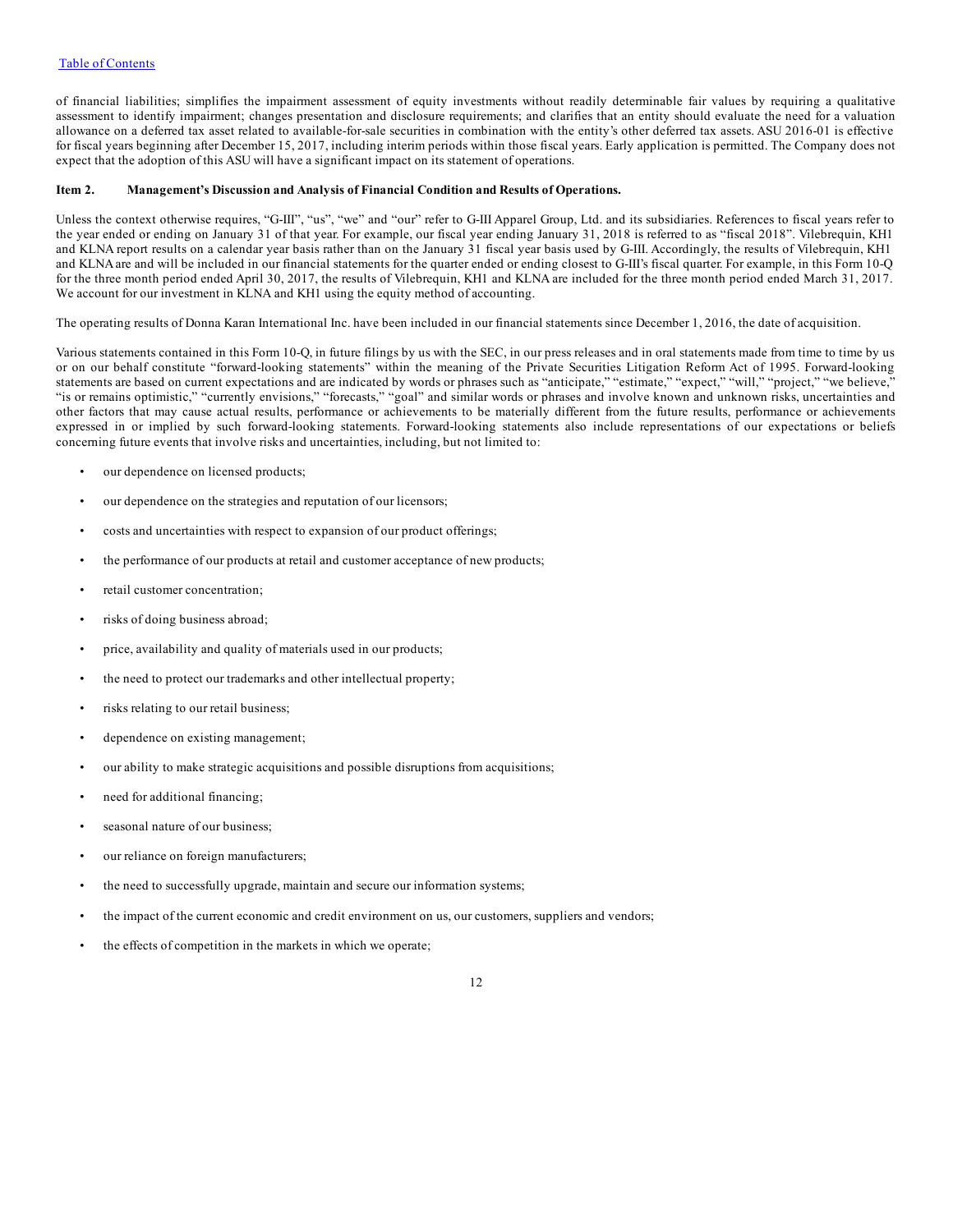of financial liabilities; simplifies the impairment assessment of equity investments without readily determinable fair values by requiring a qualitative assessment to identify impairment; changes presentation and disclosure requirements; and clarifies that an entity should evaluate the need for a valuation allowance on a deferred tax asset related to available-for-sale securities in combination with the entity's other deferred tax assets. ASU 2016-01 is effective for fiscal years beginning after December 15, 2017, including interim periods within those fiscal years. Early application is permitted. The Company does not expect that the adoption of this ASU will have a significant impact on its statement of operations.

## Item 2. Management's Discussion and Analysis of Financial Condition and Results of Operations.

Unless the context otherwise requires, "G-III", "us", "we" and "our" refer to G-III Apparel Group, Ltd. and its subsidiaries. References to fiscal years refer to the year ended or ending on January 31 of that year. For example, our fiscal year ending January 31, 2018 is referred to as "fiscal 2018". Vilebrequin, KH1 and KLNA report results on a calendar year basis rather than on the January 31 fiscal year basis used by G-III. Accordingly, the results of Vilebrequin, KH1 and KLNA are and will be included in our financial statements for the quarter ended or ending closest to G-III's fiscal quarter. For example, in this Form 10-Q for the three month period ended April 30, 2017, the results of Vilebrequin, KH1 and KLNA are included for the three month period ended March 31, 2017. We account for our investment in KLNA and KH1 using the equity method of accounting.

The operating results of Donna Karan International Inc. have been included in our financial statements since December 1, 2016, the date of acquisition.

Various statements contained in this Form 10-Q, in future filings by us with the SEC, in our press releases and in oral statements made from time to time by us or on our behalf constitute "forward-looking statements" within the meaning of the Private Securities Litigation Reform Act of 1995. Forward-looking statements are based on current expectations and are indicated by words or phrases such as "anticipate," "estimate," "expect," "will," "project," "we believe," "is or remains optimistic," "currently envisions," "forecasts," "goal" and similar words or phrases and involve known and unknown risks, uncertainties and other factors that may cause actual results, performance or achievements to be materially different from the future results, performance or achievements expressed in or implied by such forward-looking statements. Forward-looking statements also include representations of our expectations or beliefs concerning future events that involve risks and uncertainties, including, but not limited to:

- our dependence on licensed products;
- our dependence on the strategies and reputation of our licensors;
- costs and uncertainties with respect to expansion of our product offerings;
- the performance of our products at retail and customer acceptance of new products;
- retail customer concentration;
- risks of doing business abroad;
- price, availability and quality of materials used in our products;
- the need to protect our trademarks and other intellectual property;
- risks relating to our retail business;
- dependence on existing management;
- our ability to make strategic acquisitions and possible disruptions from acquisitions;
- need for additional financing;
- seasonal nature of our business;
- our reliance on foreign manufacturers;
- the need to successfully upgrade, maintain and secure our information systems;
- the impact of the current economic and credit environment on us, our customers, suppliers and vendors;
- the effects of competition in the markets in which we operate;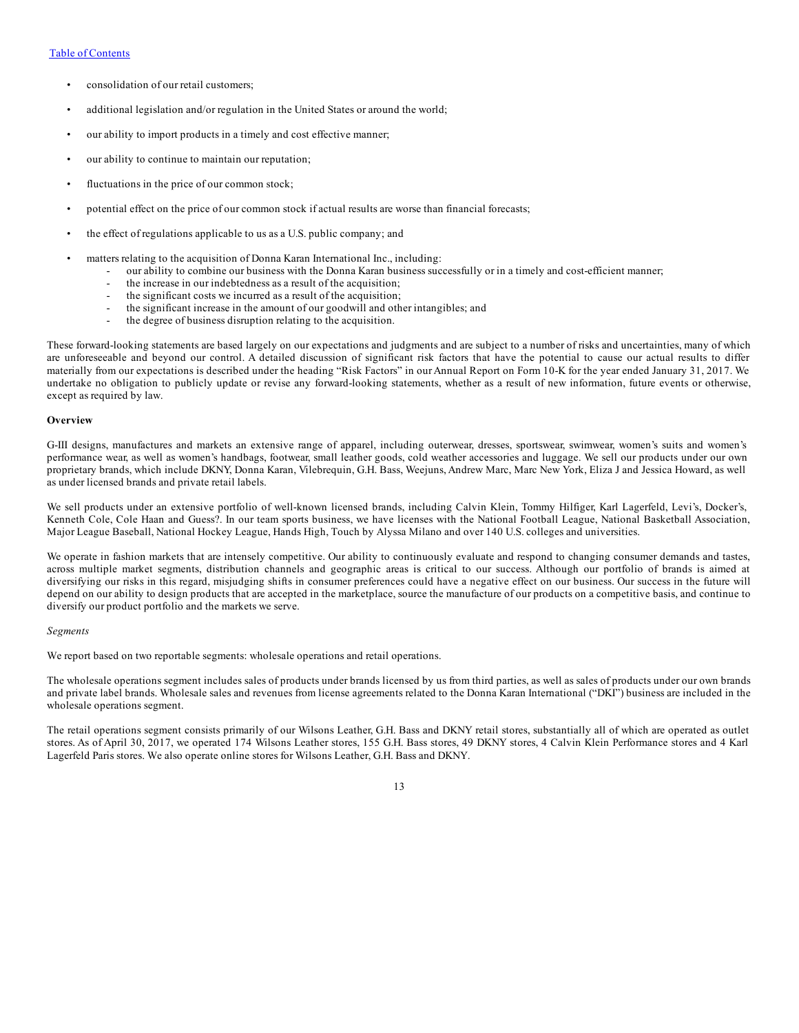- consolidation of our retail customers;
- additional legislation and/or regulation in the United States or around the world;
- our ability to import products in a timely and cost effective manner;
- our ability to continue to maintain our reputation;
- fluctuations in the price of our common stock;
- potential effect on the price of our common stock if actual results are worse than financial forecasts;
- the effect of regulations applicable to us as a U.S. public company; and
- matters relating to the acquisition of Donna Karan International Inc., including:
  - our ability to combine our business with the Donna Karan business successfully or in a timely and cost-efficient manner;
  - the increase in our indebtedness as a result of the acquisition;
  - the significant costs we incurred as a result of the acquisition;
  - the significant increase in the amount of our goodwill and other intangibles; and
  - the degree of business disruption relating to the acquisition.

These forward-looking statements are based largely on our expectations and judgments and are subject to a number of risks and uncertainties, many of which are unforeseeable and beyond our control. A detailed discussion of significant risk factors that have the potential to cause our actual results to differ materially from our expectations is described under the heading "Risk Factors" in our Annual Report on Form 10-K for the year ended January 31, 2017. We undertake no obligation to publicly update or revise any forward-looking statements, whether as a result of new information, future events or otherwise, except as required by law.

**Overview**

G-III designs, manufactures and markets an extensive range of apparel, including outerwear, dresses, sportswear, swimwear, women's suits and women's performance wear, as well as women's handbags, footwear, small leather goods, cold weather accessories and luggage. We sell our products under our own proprietary brands, which include DKNY, Donna Karan, Vilebrequin, G.H. Bass, Weejuns, Andrew Marc, Marc New York, Eliza J and Jessica Howard, as well as under licensed brands and private retail labels.

We sell products under an extensive portfolio of well-known licensed brands, including Calvin Klein, Tommy Hilfiger, Karl Lagerfeld, Levi's, Docker's, Kenneth Cole, Cole Haan and Guess?. In our team sports business, we have licenses with the National Football League, National Basketball Association, Major League Baseball, National Hockey League, Hands High, Touch by Alyssa Milano and over 140 U.S. colleges and universities.

We operate in fashion markets that are intensely competitive. Our ability to continuously evaluate and respond to changing consumer demands and tastes, across multiple market segments, distribution channels and geographic areas is critical to our success. Although our portfolio of brands is aimed at diversifying our risks in this regard, misjudging shifts in consumer preferences could have a negative effect on our business. Our success in the future will depend on our ability to design products that are accepted in the marketplace, source the manufacture of our products on a competitive basis, and continue to diversify our product portfolio and the markets we serve.

*Segments*

We report based on two reportable segments: wholesale operations and retail operations.

The wholesale operations segment includes sales of products under brands licensed by us from third parties, as well as sales of products under our own brands and private label brands. Wholesale sales and revenues from license agreements related to the Donna Karan International ("DKI") business are included in the wholesale operations segment.

The retail operations segment consists primarily of our Wilsons Leather, G.H. Bass and DKNY retail stores, substantially all of which are operated as outlet stores. As of April 30, 2017, we operated 174 Wilsons Leather stores, 155 G.H. Bass stores, 49 DKNY stores, 4 Calvin Klein Performance stores and 4 Karl Lagerfeld Paris stores. We also operate online stores for Wilsons Leather, G.H. Bass and DKNY.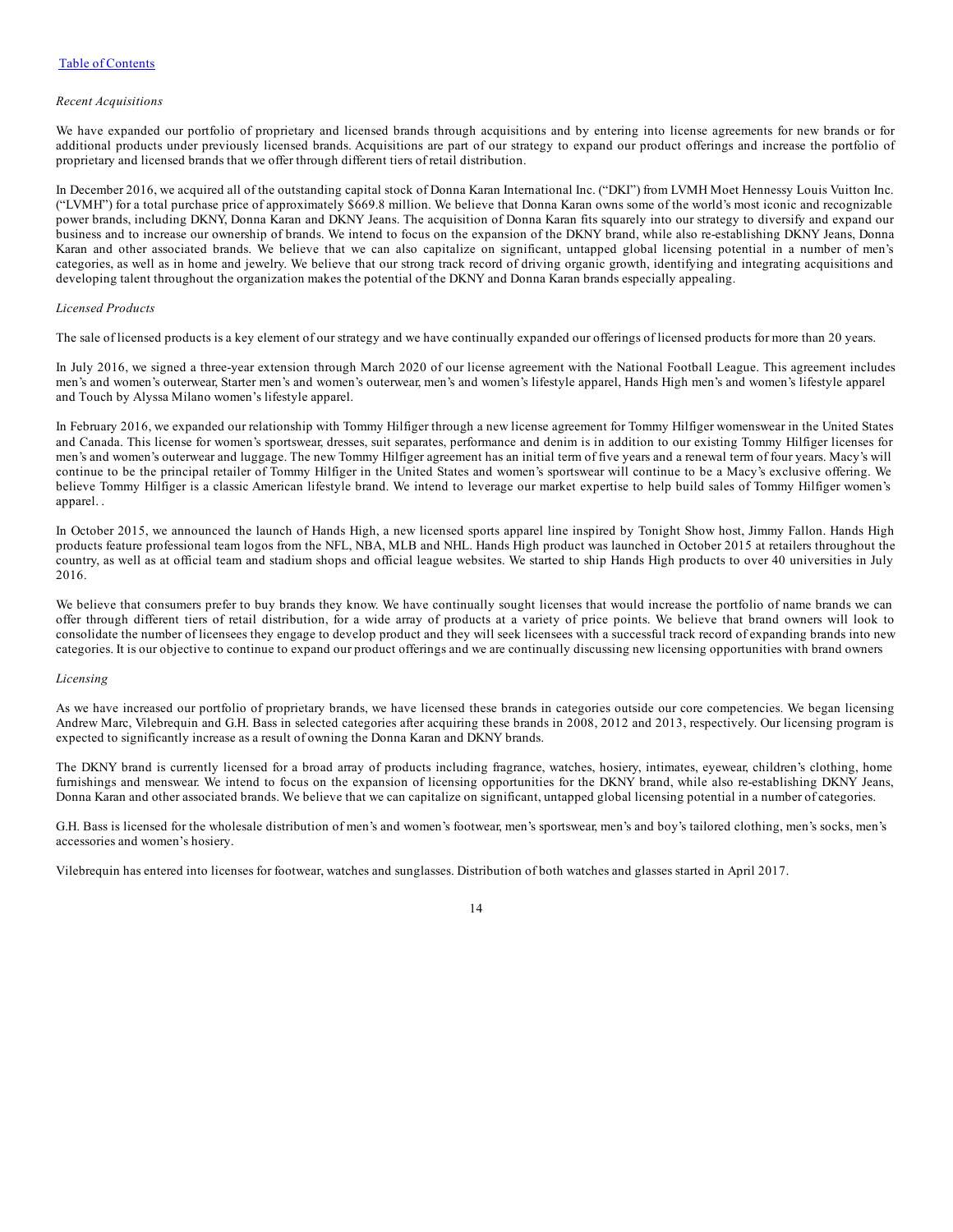*Recent Acquisitions*

We have expanded our portfolio of proprietary and licensed brands through acquisitions and by entering into license agreements for new brands or for additional products under previously licensed brands. Acquisitions are part of our strategy to expand our product offerings and increase the portfolio of proprietary and licensed brands that we offer through different tiers of retail distribution.

In December 2016, we acquired all of the outstanding capital stock of Donna Karan International Inc. ("DKI") from LVMH Moet Hennessy Louis Vuitton Inc. ("LVMH") for a total purchase price of approximately $669.8 million. We believe that Donna Karan owns some of the world's most iconic and recognizable power brands, including DKNY, Donna Karan and DKNY Jeans. The acquisition of Donna Karan fits squarely into our strategy to diversify and expand our business and to increase our ownership of brands. We intend to focus on the expansion of the DKNY brand, while also re-establishing DKNY Jeans, Donna Karan and other associated brands. We believe that we can also capitalize on significant, untapped global licensing potential in a number of men's categories, as well as in home and jewelry. We believe that our strong track record of driving organic growth, identifying and integrating acquisitions and developing talent throughout the organization makes the potential of the DKNY and Donna Karan brands especially appealing.

*Licensed Products*

The sale of licensed products is a key element of our strategy and we have continually expanded our offerings of licensed products for more than 20 years.

In July 2016, we signed a three-year extension through March 2020 of our license agreement with the National Football League. This agreement includes men's and women's outerwear, Starter men's and women's outerwear, men's and women's lifestyle apparel, Hands High men's and women's lifestyle apparel and Touch by Alyssa Milano women's lifestyle apparel.

In February 2016, we expanded our relationship with Tommy Hilfiger through a new license agreement for Tommy Hilfiger womenswear in the United States and Canada. This license for women's sportswear, dresses, suit separates, performance and denim is in addition to our existing Tommy Hilfiger licenses for men's and women's outerwear and luggage. The new Tommy Hilfiger agreement has an initial term of five years and a renewal term of four years. Macy's will continue to be the principal retailer of Tommy Hilfiger in the United States and women's sportswear will continue to be a Macy's exclusive offering. We believe Tommy Hilfiger is a classic American lifestyle brand. We intend to leverage our market expertise to help build sales of Tommy Hilfiger women's apparel. .

In October 2015, we announced the launch of Hands High, a new licensed sports apparel line inspired by Tonight Show host, Jimmy Fallon. Hands High products feature professional team logos from the NFL, NBA, MLB and NHL. Hands High product was launched in October 2015 at retailers throughout the country, as well as at official team and stadium shops and official league websites. We started to ship Hands High products to over 40 universities in July 2016.

We believe that consumers prefer to buy brands they know. We have continually sought licenses that would increase the portfolio of name brands we can offer through different tiers of retail distribution, for a wide array of products at a variety of price points. We believe that brand owners will look to consolidate the number of licensees they engage to develop product and they will seek licensees with a successful track record of expanding brands into new categories. It is our objective to continue to expand our product offerings and we are continually discussing new licensing opportunities with brand owners

*Licensing*

As we have increased our portfolio of proprietary brands, we have licensed these brands in categories outside our core competencies. We began licensing Andrew Marc, Vilebrequin and G.H. Bass in selected categories after acquiring these brands in 2008, 2012 and 2013, respectively. Our licensing program is expected to significantly increase as a result of owning the Donna Karan and DKNY brands.

The DKNY brand is currently licensed for a broad array of products including fragrance, watches, hosiery, intimates, eyewear, children's clothing, home furnishings and menswear. We intend to focus on the expansion of licensing opportunities for the DKNY brand, while also re-establishing DKNY Jeans, Donna Karan and other associated brands. We believe that we can capitalize on significant, untapped global licensing potential in a number of categories.

G.H. Bass is licensed for the wholesale distribution of men's and women's footwear, men's sportswear, men's and boy's tailored clothing, men's socks, men's accessories and women's hosiery.

Vilebrequin has entered into licenses for footwear, watches and sunglasses. Distribution of both watches and glasses started in April 2017.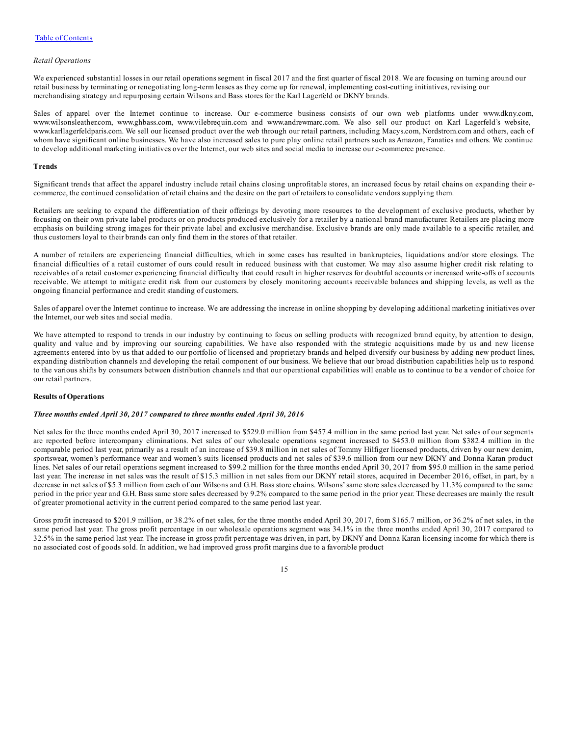*Retail Operations*

We experienced substantial losses in our retail operations segment in fiscal 2017 and the first quarter of fiscal 2018. We are focusing on turning around our retail business by terminating or renegotiating long-term leases as they come up for renewal, implementing cost-cutting initiatives, revising our merchandising strategy and repurposing certain Wilsons and Bass stores for the Karl Lagerfeld or DKNY brands.

Sales of apparel over the Internet continue to increase. Our e-commerce business consists of our own web platforms under www.dkny.com, www.wilsonsleather.com, www.ghbass.com, www.vilebrequin.com and www.andrewmarc.com. We also sell our product on Karl Lagerfeld's website, www.karllagerfeldparis.com. We sell our licensed product over the web through our retail partners, including Macys.com, Nordstrom.com and others, each of whom have significant online businesses. We have also increased sales to pure play online retail partners such as Amazon, Fanatics and others. We continue to develop additional marketing initiatives over the Internet, our web sites and social media to increase our e-commerce presence.

**Trends**

Significant trends that affect the apparel industry include retail chains closing unprofitable stores, an increased focus by retail chains on expanding their e-commerce, the continued consolidation of retail chains and the desire on the part of retailers to consolidate vendors supplying them.

Retailers are seeking to expand the differentiation of their offerings by devoting more resources to the development of exclusive products, whether by focusing on their own private label products or on products produced exclusively for a retailer by a national brand manufacturer. Retailers are placing more emphasis on building strong images for their private label and exclusive merchandise. Exclusive brands are only made available to a specific retailer, and thus customers loyal to their brands can only find them in the stores of that retailer.

A number of retailers are experiencing financial difficulties, which in some cases has resulted in bankruptcies, liquidations and/or store closings. The financial difficulties of a retail customer of ours could result in reduced business with that customer. We may also assume higher credit risk relating to receivables of a retail customer experiencing financial difficulty that could result in higher reserves for doubtful accounts or increased write-offs of accounts receivable. We attempt to mitigate credit risk from our customers by closely monitoring accounts receivable balances and shipping levels, as well as the ongoing financial performance and credit standing of customers.

Sales of apparel over the Internet continue to increase. We are addressing the increase in online shopping by developing additional marketing initiatives over the Internet, our web sites and social media.

We have attempted to respond to trends in our industry by continuing to focus on selling products with recognized brand equity, by attention to design, quality and value and by improving our sourcing capabilities. We have also responded with the strategic acquisitions made by us and new license agreements entered into by us that added to our portfolio of licensed and proprietary brands and helped diversify our business by adding new product lines, expanding distribution channels and developing the retail component of our business. We believe that our broad distribution capabilities help us to respond to the various shifts by consumers between distribution channels and that our operational capabilities will enable us to continue to be a vendor of choice for our retail partners.

**Results of Operations**

***Three months ended April 30, 2017 compared to three months ended April 30, 2016***

Net sales for the three months ended April 30, 2017 increased to $529.0 million from $457.4 million in the same period last year. Net sales of our segments are reported before intercompany eliminations. Net sales of our wholesale operations segment increased to $453.0 million from $382.4 million in the comparable period last year, primarily as a result of an increase of $39.8 million in net sales of Tommy Hilfiger licensed products, driven by our new denim, sportswear, women's performance wear and women's suits licensed products and net sales of $39.6 million from our new DKNY and Donna Karan product lines. Net sales of our retail operations segment increased to $99.2 million for the three months ended April 30, 2017 from $95.0 million in the same period last year. The increase in net sales was the result of $15.3 million in net sales from our DKNY retail stores, acquired in December 2016, offset, in part, by a decrease in net sales of $5.3 million from each of our Wilsons and G.H. Bass store chains. Wilsons' same store sales decreased by 11.3% compared to the same period in the prior year and G.H. Bass same store sales decreased by 9.2% compared to the same period in the prior year. These decreases are mainly the result of greater promotional activity in the current period compared to the same period last year.

Gross profit increased to $201.9 million, or 38.2% of net sales, for the three months ended April 30, 2017, from $165.7 million, or 36.2% of net sales, in the same period last year. The gross profit percentage in our wholesale operations segment was 34.1% in the three months ended April 30, 2017 compared to 32.5% in the same period last year. The increase in gross profit percentage was driven, in part, by DKNY and Donna Karan licensing income for which there is no associated cost of goods sold. In addition, we had improved gross profit margins due to a favorable product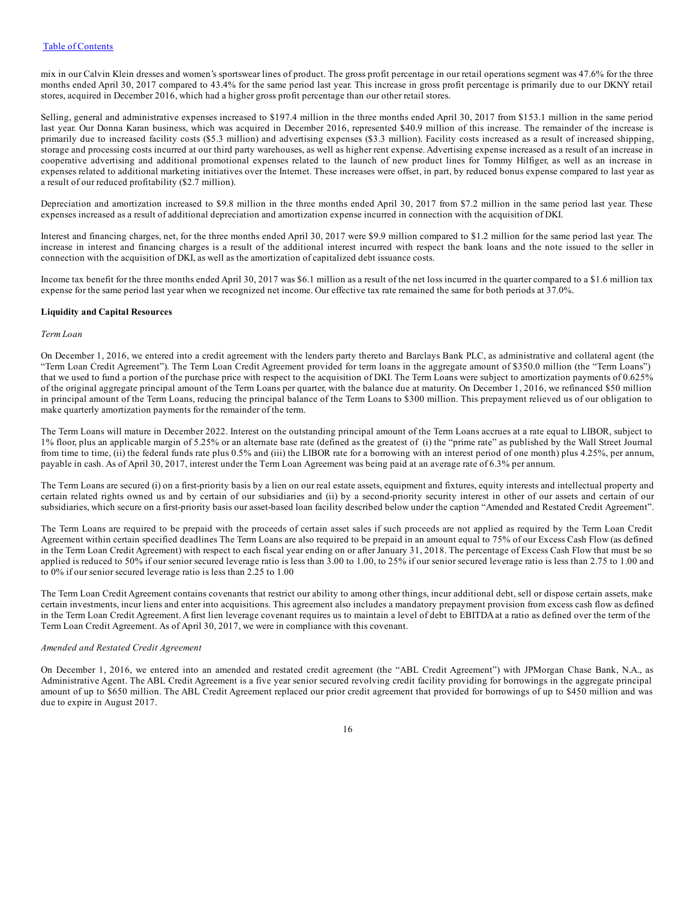mix in our Calvin Klein dresses and women's sportswear lines of product. The gross profit percentage in our retail operations segment was 47.6% for the three months ended April 30, 2017 compared to 43.4% for the same period last year. This increase in gross profit percentage is primarily due to our DKNY retail stores, acquired in December 2016, which had a higher gross profit percentage than our other retail stores.

Selling, general and administrative expenses increased to $197.4 million in the three months ended April 30, 2017 from $153.1 million in the same period last year. Our Donna Karan business, which was acquired in December 2016, represented $40.9 million of this increase. The remainder of the increase is primarily due to increased facility costs ($5.3 million) and advertising expenses ($3.3 million). Facility costs increased as a result of increased shipping, storage and processing costs incurred at our third party warehouses, as well as higher rent expense. Advertising expense increased as a result of an increase in cooperative advertising and additional promotional expenses related to the launch of new product lines for Tommy Hilfiger, as well as an increase in expenses related to additional marketing initiatives over the Internet. These increases were offset, in part, by reduced bonus expense compared to last year as a result of our reduced profitability ($2.7 million).

Depreciation and amortization increased to $9.8 million in the three months ended April 30, 2017 from $7.2 million in the same period last year. These expenses increased as a result of additional depreciation and amortization expense incurred in connection with the acquisition of DKI.

Interest and financing charges, net, for the three months ended April 30, 2017 were $9.9 million compared to $1.2 million for the same period last year. The increase in interest and financing charges is a result of the additional interest incurred with respect the bank loans and the note issued to the seller in connection with the acquisition of DKI, as well as the amortization of capitalized debt issuance costs.

Income tax benefit for the three months ended April 30, 2017 was $6.1 million as a result of the net loss incurred in the quarter compared to a $1.6 million tax expense for the same period last year when we recognized net income. Our effective tax rate remained the same for both periods at 37.0%.

**Liquidity and Capital Resources**

*Term Loan*

On December 1, 2016, we entered into a credit agreement with the lenders party thereto and Barclays Bank PLC, as administrative and collateral agent (the "Term Loan Credit Agreement"). The Term Loan Credit Agreement provided for term loans in the aggregate amount of $350.0 million (the "Term Loans") that we used to fund a portion of the purchase price with respect to the acquisition of DKI. The Term Loans were subject to amortization payments of 0.625% of the original aggregate principal amount of the Term Loans per quarter, with the balance due at maturity. On December 1, 2016, we refinanced $50 million in principal amount of the Term Loans, reducing the principal balance of the Term Loans to $300 million. This prepayment relieved us of our obligation to make quarterly amortization payments for the remainder of the term.

The Term Loans will mature in December 2022. Interest on the outstanding principal amount of the Term Loans accrues at a rate equal to LIBOR, subject to 1% floor, plus an applicable margin of 5.25% or an alternate base rate (defined as the greatest of (i) the "prime rate" as published by the Wall Street Journal from time to time, (ii) the federal funds rate plus 0.5% and (iii) the LIBOR rate for a borrowing with an interest period of one month) plus 4.25%, per annum, payable in cash. As of April 30, 2017, interest under the Term Loan Agreement was being paid at an average rate of 6.3% per annum.

The Term Loans are secured (i) on a first-priority basis by a lien on our real estate assets, equipment and fixtures, equity interests and intellectual property and certain related rights owned us and by certain of our subsidiaries and (ii) by a second-priority security interest in other of our assets and certain of our subsidiaries, which secure on a first-priority basis our asset-based loan facility described below under the caption "Amended and Restated Credit Agreement".

The Term Loans are required to be prepaid with the proceeds of certain asset sales if such proceeds are not applied as required by the Term Loan Credit Agreement within certain specified deadlines The Term Loans are also required to be prepaid in an amount equal to 75% of our Excess Cash Flow (as defined in the Term Loan Credit Agreement) with respect to each fiscal year ending on or after January 31, 2018. The percentage of Excess Cash Flow that must be so applied is reduced to 50% if our senior secured leverage ratio is less than 3.00 to 1.00, to 25% if our senior secured leverage ratio is less than 2.75 to 1.00 and to 0% if our senior secured leverage ratio is less than 2.25 to 1.00

The Term Loan Credit Agreement contains covenants that restrict our ability to among other things, incur additional debt, sell or dispose certain assets, make certain investments, incur liens and enter into acquisitions. This agreement also includes a mandatory prepayment provision from excess cash flow as defined in the Term Loan Credit Agreement. A first lien leverage covenant requires us to maintain a level of debt to EBITDA at a ratio as defined over the term of the Term Loan Credit Agreement. As of April 30, 2017, we were in compliance with this covenant.

*Amended and Restated Credit Agreement*

On December 1, 2016, we entered into an amended and restated credit agreement (the "ABL Credit Agreement") with JPMorgan Chase Bank, N.A., as Administrative Agent. The ABL Credit Agreement is a five year senior secured revolving credit facility providing for borrowings in the aggregate principal amount of up to $650 million. The ABL Credit Agreement replaced our prior credit agreement that provided for borrowings of up to $450 million and was due to expire in August 2017.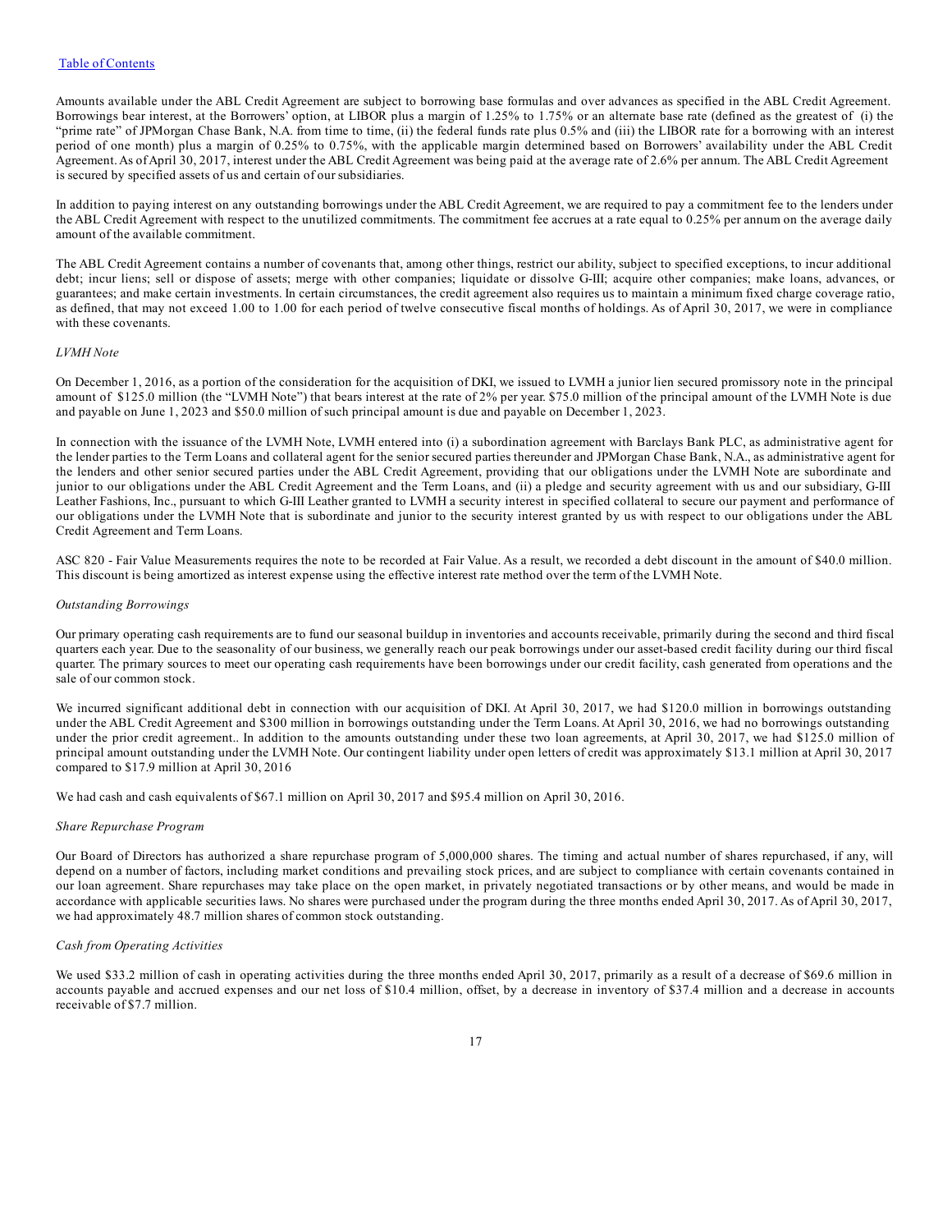Amounts available under the ABL Credit Agreement are subject to borrowing base formulas and over advances as specified in the ABL Credit Agreement. Borrowings bear interest, at the Borrowers' option, at LIBOR plus a margin of 1.25% to 1.75% or an alternate base rate (defined as the greatest of (i) the "prime rate" of JPMorgan Chase Bank, N.A. from time to time, (ii) the federal funds rate plus 0.5% and (iii) the LIBOR rate for a borrowing with an interest period of one month) plus a margin of 0.25% to 0.75%, with the applicable margin determined based on Borrowers' availability under the ABL Credit Agreement. As of April 30, 2017, interest under the ABL Credit Agreement was being paid at the average rate of 2.6% per annum. The ABL Credit Agreement is secured by specified assets of us and certain of our subsidiaries.

In addition to paying interest on any outstanding borrowings under the ABL Credit Agreement, we are required to pay a commitment fee to the lenders under the ABL Credit Agreement with respect to the unutilized commitments. The commitment fee accrues at a rate equal to 0.25% per annum on the average daily amount of the available commitment.

The ABL Credit Agreement contains a number of covenants that, among other things, restrict our ability, subject to specified exceptions, to incur additional debt; incur liens; sell or dispose of assets; merge with other companies; liquidate or dissolve G-III; acquire other companies; make loans, advances, or guarantees; and make certain investments. In certain circumstances, the credit agreement also requires us to maintain a minimum fixed charge coverage ratio, as defined, that may not exceed 1.00 to 1.00 for each period of twelve consecutive fiscal months of holdings. As of April 30, 2017, we were in compliance with these covenants.

*LVMH Note*

On December 1, 2016, as a portion of the consideration for the acquisition of DKI, we issued to LVMH a junior lien secured promissory note in the principal amount of $125.0 million (the "LVMH Note") that bears interest at the rate of 2% per year. $75.0 million of the principal amount of the LVMH Note is due and payable on June 1, 2023 and $50.0 million of such principal amount is due and payable on December 1, 2023.

In connection with the issuance of the LVMH Note, LVMH entered into (i) a subordination agreement with Barclays Bank PLC, as administrative agent for the lender parties to the Term Loans and collateral agent for the senior secured parties thereunder and JPMorgan Chase Bank, N.A., as administrative agent for the lenders and other senior secured parties under the ABL Credit Agreement, providing that our obligations under the LVMH Note are subordinate and junior to our obligations under the ABL Credit Agreement and the Term Loans, and (ii) a pledge and security agreement with us and our subsidiary, G-III Leather Fashions, Inc., pursuant to which G-III Leather granted to LVMH a security interest in specified collateral to secure our payment and performance of our obligations under the LVMH Note that is subordinate and junior to the security interest granted by us with respect to our obligations under the ABL Credit Agreement and Term Loans.

ASC 820 - Fair Value Measurements requires the note to be recorded at Fair Value. As a result, we recorded a debt discount in the amount of $40.0 million. This discount is being amortized as interest expense using the effective interest rate method over the term of the LVMH Note.

*Outstanding Borrowings*

Our primary operating cash requirements are to fund our seasonal buildup in inventories and accounts receivable, primarily during the second and third fiscal quarters each year. Due to the seasonality of our business, we generally reach our peak borrowings under our asset-based credit facility during our third fiscal quarter. The primary sources to meet our operating cash requirements have been borrowings under our credit facility, cash generated from operations and the sale of our common stock.

We incurred significant additional debt in connection with our acquisition of DKI. At April 30, 2017, we had $120.0 million in borrowings outstanding under the ABL Credit Agreement and $300 million in borrowings outstanding under the Term Loans. At April 30, 2016, we had no borrowings outstanding under the prior credit agreement.. In addition to the amounts outstanding under these two loan agreements, at April 30, 2017, we had $125.0 million of principal amount outstanding under the LVMH Note. Our contingent liability under open letters of credit was approximately $13.1 million at April 30, 2017 compared to $17.9 million at April 30, 2016

We had cash and cash equivalents of $67.1 million on April 30, 2017 and $95.4 million on April 30, 2016.

*Share Repurchase Program*

Our Board of Directors has authorized a share repurchase program of 5,000,000 shares. The timing and actual number of shares repurchased, if any, will depend on a number of factors, including market conditions and prevailing stock prices, and are subject to compliance with certain covenants contained in our loan agreement. Share repurchases may take place on the open market, in privately negotiated transactions or by other means, and would be made in accordance with applicable securities laws. No shares were purchased under the program during the three months ended April 30, 2017. As of April 30, 2017, we had approximately 48.7 million shares of common stock outstanding.

*Cash from Operating Activities*

We used $33.2 million of cash in operating activities during the three months ended April 30, 2017, primarily as a result of a decrease of $69.6 million in accounts payable and accrued expenses and our net loss of $10.4 million, offset, by a decrease in inventory of $37.4 million and a decrease in accounts receivable of $7.7 million.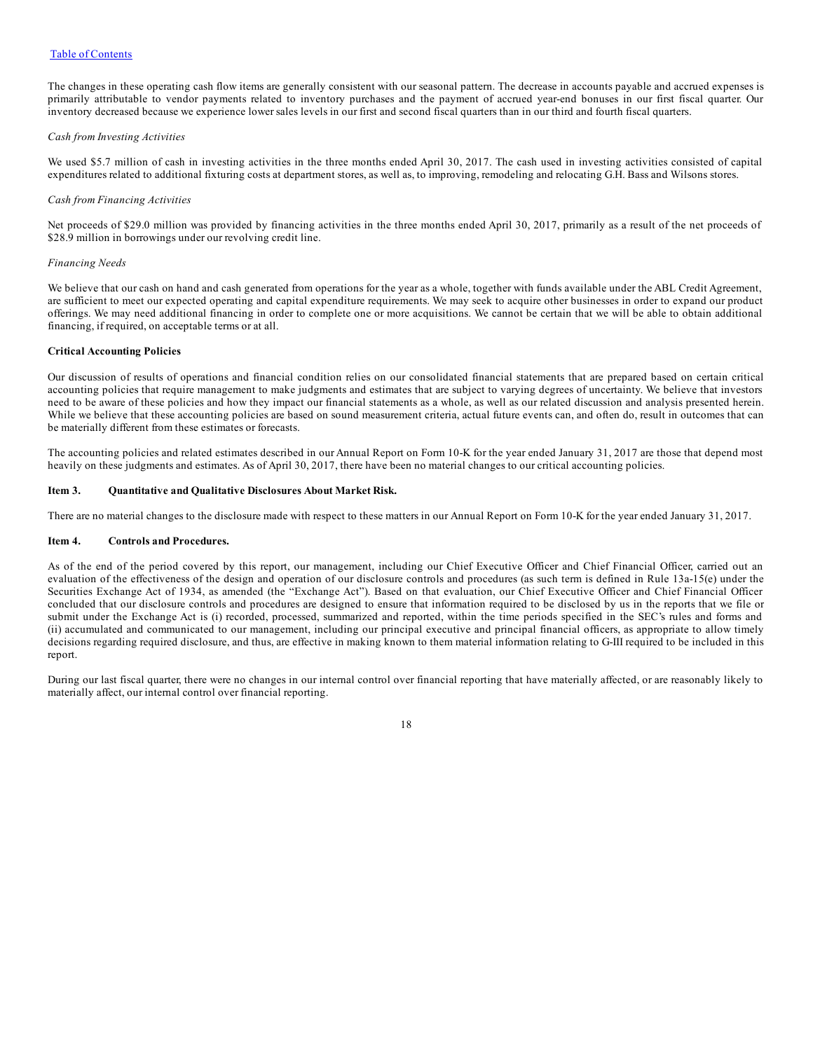The changes in these operating cash flow items are generally consistent with our seasonal pattern. The decrease in accounts payable and accrued expenses is primarily attributable to vendor payments related to inventory purchases and the payment of accrued year-end bonuses in our first fiscal quarter. Our inventory decreased because we experience lower sales levels in our first and second fiscal quarters than in our third and fourth fiscal quarters.

*Cash from Investing Activities*

We used $5.7 million of cash in investing activities in the three months ended April 30, 2017. The cash used in investing activities consisted of capital expenditures related to additional fixturing costs at department stores, as well as, to improving, remodeling and relocating G.H. Bass and Wilsons stores.

*Cash from Financing Activities*

Net proceeds of $29.0 million was provided by financing activities in the three months ended April 30, 2017, primarily as a result of the net proceeds of $28.9 million in borrowings under our revolving credit line.

*Financing Needs*

We believe that our cash on hand and cash generated from operations for the year as a whole, together with funds available under the ABL Credit Agreement, are sufficient to meet our expected operating and capital expenditure requirements. We may seek to acquire other businesses in order to expand our product offerings. We may need additional financing in order to complete one or more acquisitions. We cannot be certain that we will be able to obtain additional financing, if required, on acceptable terms or at all.

**Critical Accounting Policies**

Our discussion of results of operations and financial condition relies on our consolidated financial statements that are prepared based on certain critical accounting policies that require management to make judgments and estimates that are subject to varying degrees of uncertainty. We believe that investors need to be aware of these policies and how they impact our financial statements as a whole, as well as our related discussion and analysis presented herein. While we believe that these accounting policies are based on sound measurement criteria, actual future events can, and often do, result in outcomes that can be materially different from these estimates or forecasts.

The accounting policies and related estimates described in our Annual Report on Form 10-K for the year ended January 31, 2017 are those that depend most heavily on these judgments and estimates. As of April 30, 2017, there have been no material changes to our critical accounting policies.

## Item 3. Quantitative and Qualitative Disclosures About Market Risk.

There are no material changes to the disclosure made with respect to these matters in our Annual Report on Form 10-K for the year ended January 31, 2017.

## Item 4. Controls and Procedures.

As of the end of the period covered by this report, our management, including our Chief Executive Officer and Chief Financial Officer, carried out an evaluation of the effectiveness of the design and operation of our disclosure controls and procedures (as such term is defined in Rule 13a-15(e) under the Securities Exchange Act of 1934, as amended (the "Exchange Act"). Based on that evaluation, our Chief Executive Officer and Chief Financial Officer concluded that our disclosure controls and procedures are designed to ensure that information required to be disclosed by us in the reports that we file or submit under the Exchange Act is (i) recorded, processed, summarized and reported, within the time periods specified in the SEC's rules and forms and (ii) accumulated and communicated to our management, including our principal executive and principal financial officers, as appropriate to allow timely decisions regarding required disclosure, and thus, are effective in making known to them material information relating to G-III required to be included in this report.

During our last fiscal quarter, there were no changes in our internal control over financial reporting that have materially affected, or are reasonably likely to materially affect, our internal control over financial reporting.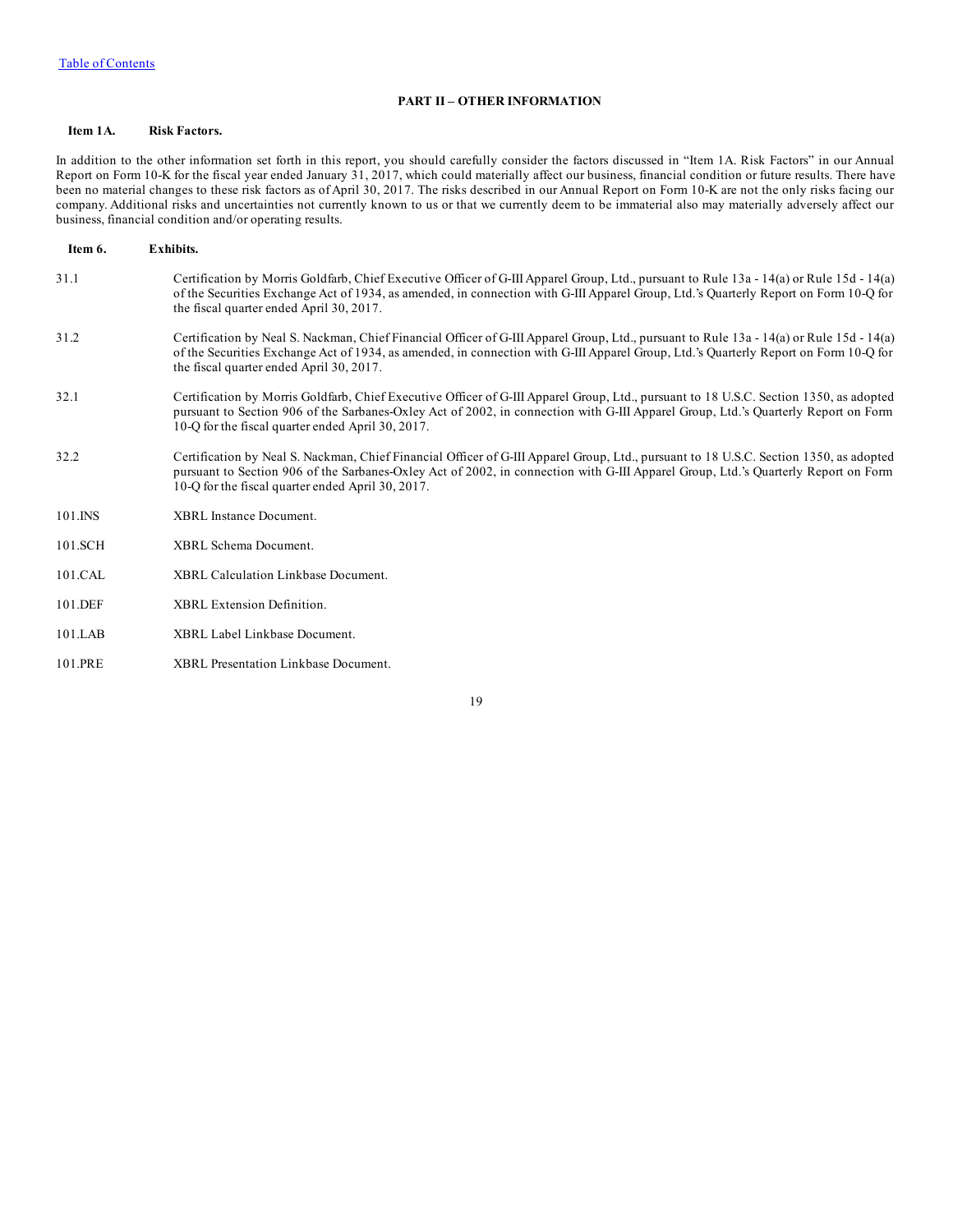## PART II – OTHER INFORMATION

### Item 1A. Risk Factors.

In addition to the other information set forth in this report, you should carefully consider the factors discussed in "Item 1A. Risk Factors" in our Annual Report on Form 10-K for the fiscal year ended January 31, 2017, which could materially affect our business, financial condition or future results. There have been no material changes to these risk factors as of April 30, 2017. The risks described in our Annual Report on Form 10-K are not the only risks facing our company. Additional risks and uncertainties not currently known to us or that we currently deem to be immaterial also may materially adversely affect our business, financial condition and/or operating results.

### Item 6. Exhibits.

| | |
|---|---|
| 31.1 | Certification by Morris Goldfarb, Chief Executive Officer of G-III Apparel Group, Ltd., pursuant to Rule 13a - 14(a) or Rule 15d - 14(a) of the Securities Exchange Act of 1934, as amended, in connection with G-III Apparel Group, Ltd.'s Quarterly Report on Form 10-Q for the fiscal quarter ended April 30, 2017. |
| 31.2 | Certification by Neal S. Nackman, Chief Financial Officer of G-III Apparel Group, Ltd., pursuant to Rule 13a - 14(a) or Rule 15d - 14(a) of the Securities Exchange Act of 1934, as amended, in connection with G-III Apparel Group, Ltd.'s Quarterly Report on Form 10-Q for the fiscal quarter ended April 30, 2017. |
| 32.1 | Certification by Morris Goldfarb, Chief Executive Officer of G-III Apparel Group, Ltd., pursuant to 18 U.S.C. Section 1350, as adopted pursuant to Section 906 of the Sarbanes-Oxley Act of 2002, in connection with G-III Apparel Group, Ltd.'s Quarterly Report on Form 10-Q for the fiscal quarter ended April 30, 2017. |
| 32.2 | Certification by Neal S. Nackman, Chief Financial Officer of G-III Apparel Group, Ltd., pursuant to 18 U.S.C. Section 1350, as adopted pursuant to Section 906 of the Sarbanes-Oxley Act of 2002, in connection with G-III Apparel Group, Ltd.'s Quarterly Report on Form 10-Q for the fiscal quarter ended April 30, 2017. |
| 101.INS | XBRL Instance Document. |
| 101.SCH | XBRL Schema Document. |
| 101.CAL | XBRL Calculation Linkbase Document. |
| 101.DEF | XBRL Extension Definition. |
| 101.LAB | XBRL Label Linkbase Document. |
| 101.PRE | XBRL Presentation Linkbase Document. |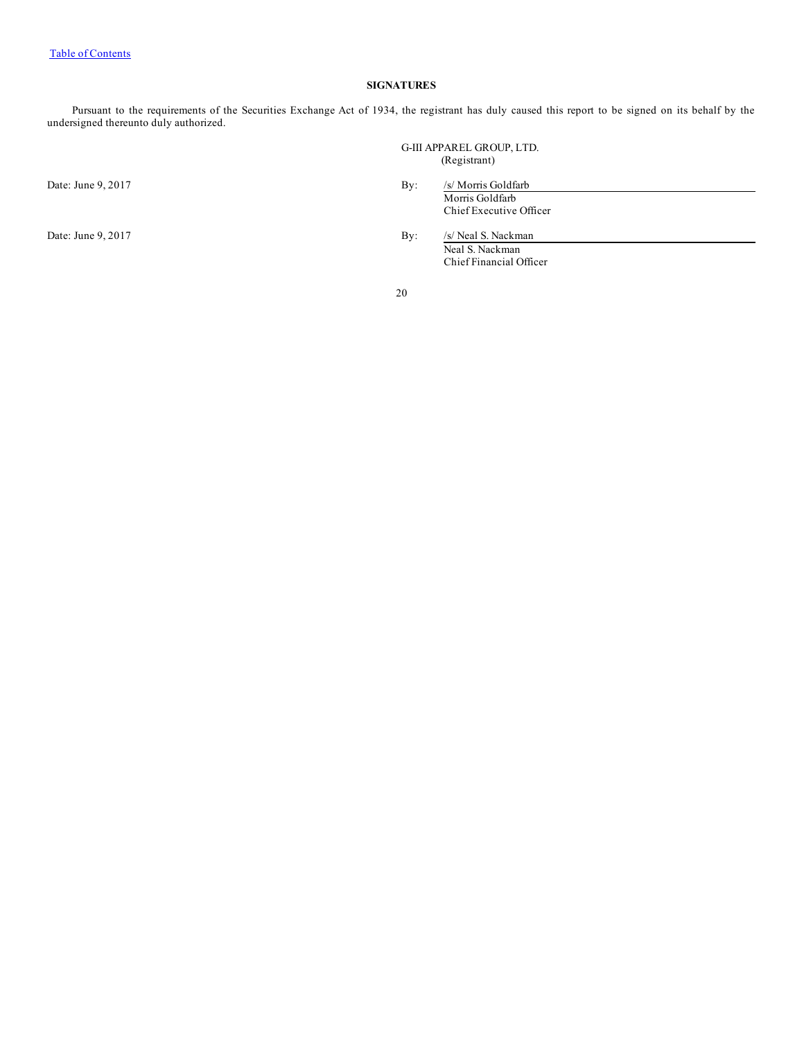[Table of Contents](#)

## SIGNATURES

Pursuant to the requirements of the Securities Exchange Act of 1934, the registrant has duly caused this report to be signed on its behalf by the undersigned thereunto duly authorized.

G-III APPAREL GROUP, LTD.
(Registrant)

| | | |
|---|---|---|
| Date: June 9, 2017 | By: | /s/ Morris Goldfarb<br>Morris Goldfarb<br>Chief Executive Officer |
| Date: June 9, 2017 | By: | /s/ Neal S. Nackman<br>Neal S. Nackman<br>Chief Financial Officer |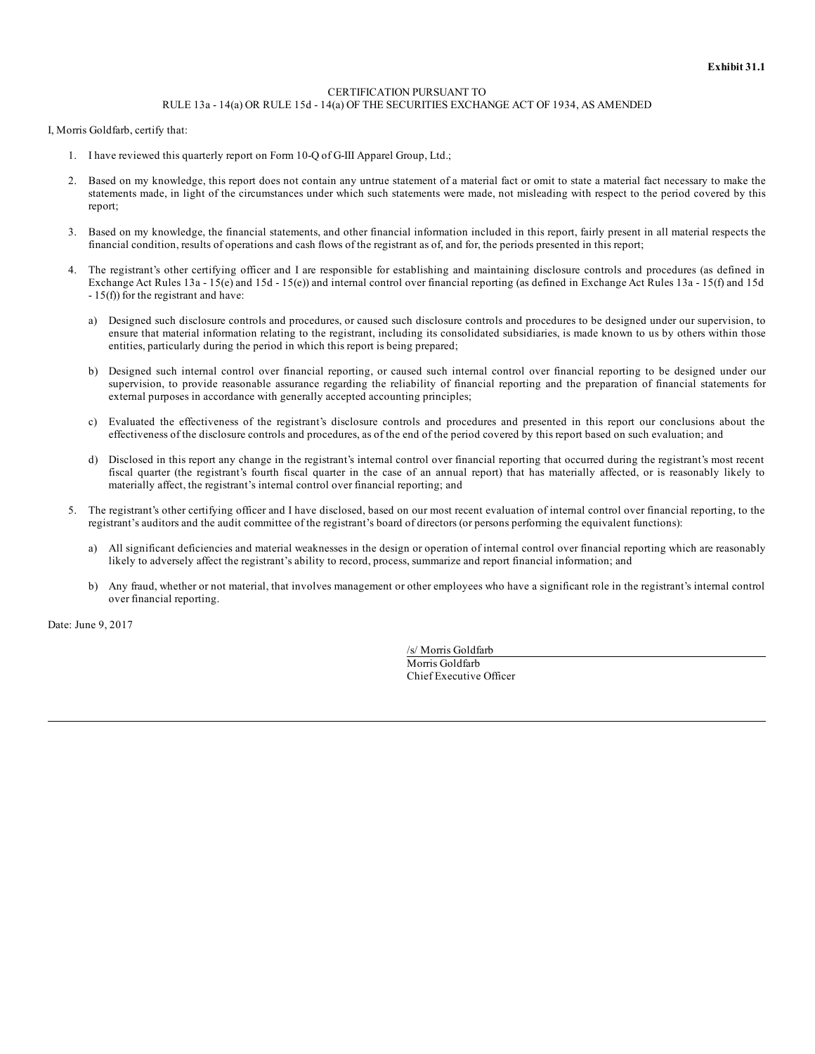**Exhibit 31.1**

CERTIFICATION PURSUANT TO
RULE 13a - 14(a) OR RULE 15d - 14(a) OF THE SECURITIES EXCHANGE ACT OF 1934, AS AMENDED

I, Morris Goldfarb, certify that:

1. I have reviewed this quarterly report on Form 10-Q of G-III Apparel Group, Ltd.;

2. Based on my knowledge, this report does not contain any untrue statement of a material fact or omit to state a material fact necessary to make the statements made, in light of the circumstances under which such statements were made, not misleading with respect to the period covered by this report;

3. Based on my knowledge, the financial statements, and other financial information included in this report, fairly present in all material respects the financial condition, results of operations and cash flows of the registrant as of, and for, the periods presented in this report;

4. The registrant's other certifying officer and I are responsible for establishing and maintaining disclosure controls and procedures (as defined in Exchange Act Rules 13a - 15(e) and 15d - 15(e)) and internal control over financial reporting (as defined in Exchange Act Rules 13a - 15(f) and 15d - 15(f)) for the registrant and have:

   a) Designed such disclosure controls and procedures, or caused such disclosure controls and procedures to be designed under our supervision, to ensure that material information relating to the registrant, including its consolidated subsidiaries, is made known to us by others within those entities, particularly during the period in which this report is being prepared;

   b) Designed such internal control over financial reporting, or caused such internal control over financial reporting to be designed under our supervision, to provide reasonable assurance regarding the reliability of financial reporting and the preparation of financial statements for external purposes in accordance with generally accepted accounting principles;

   c) Evaluated the effectiveness of the registrant's disclosure controls and procedures and presented in this report our conclusions about the effectiveness of the disclosure controls and procedures, as of the end of the period covered by this report based on such evaluation; and

   d) Disclosed in this report any change in the registrant's internal control over financial reporting that occurred during the registrant's most recent fiscal quarter (the registrant's fourth fiscal quarter in the case of an annual report) that has materially affected, or is reasonably likely to materially affect, the registrant's internal control over financial reporting; and

5. The registrant's other certifying officer and I have disclosed, based on our most recent evaluation of internal control over financial reporting, to the registrant's auditors and the audit committee of the registrant's board of directors (or persons performing the equivalent functions):

   a) All significant deficiencies and material weaknesses in the design or operation of internal control over financial reporting which are reasonably likely to adversely affect the registrant's ability to record, process, summarize and report financial information; and

   b) Any fraud, whether or not material, that involves management or other employees who have a significant role in the registrant's internal control over financial reporting.

Date: June 9, 2017

/s/ Morris Goldfarb
Morris Goldfarb
Chief Executive Officer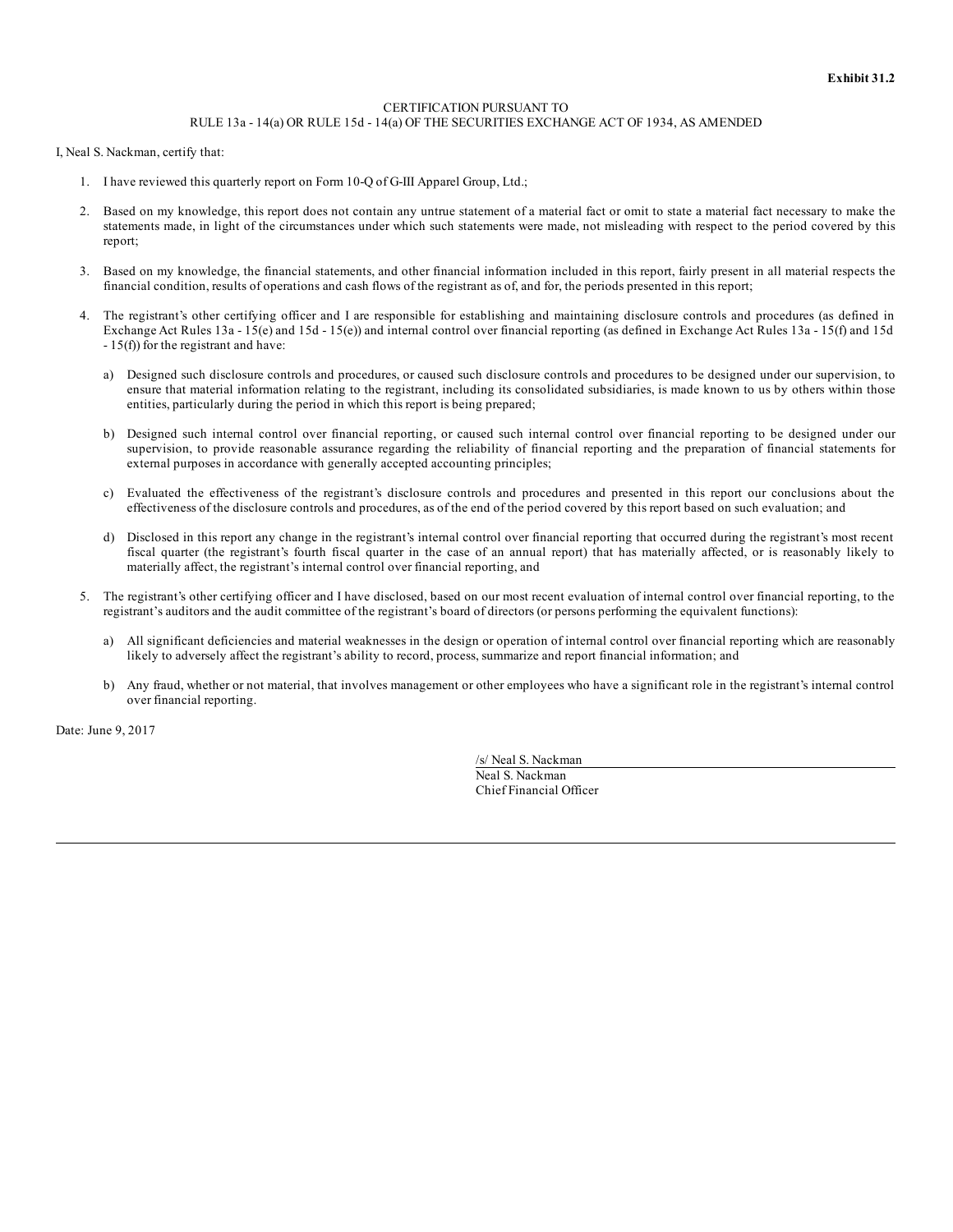**Exhibit 31.2**

CERTIFICATION PURSUANT TO
RULE 13a - 14(a) OR RULE 15d - 14(a) OF THE SECURITIES EXCHANGE ACT OF 1934, AS AMENDED

I, Neal S. Nackman, certify that:

1. I have reviewed this quarterly report on Form 10-Q of G-III Apparel Group, Ltd.;

2. Based on my knowledge, this report does not contain any untrue statement of a material fact or omit to state a material fact necessary to make the statements made, in light of the circumstances under which such statements were made, not misleading with respect to the period covered by this report;

3. Based on my knowledge, the financial statements, and other financial information included in this report, fairly present in all material respects the financial condition, results of operations and cash flows of the registrant as of, and for, the periods presented in this report;

4. The registrant's other certifying officer and I are responsible for establishing and maintaining disclosure controls and procedures (as defined in Exchange Act Rules 13a - 15(e) and 15d - 15(e)) and internal control over financial reporting (as defined in Exchange Act Rules 13a - 15(f) and 15d - 15(f)) for the registrant and have:

   a) Designed such disclosure controls and procedures, or caused such disclosure controls and procedures to be designed under our supervision, to ensure that material information relating to the registrant, including its consolidated subsidiaries, is made known to us by others within those entities, particularly during the period in which this report is being prepared;

   b) Designed such internal control over financial reporting, or caused such internal control over financial reporting to be designed under our supervision, to provide reasonable assurance regarding the reliability of financial reporting and the preparation of financial statements for external purposes in accordance with generally accepted accounting principles;

   c) Evaluated the effectiveness of the registrant's disclosure controls and procedures and presented in this report our conclusions about the effectiveness of the disclosure controls and procedures, as of the end of the period covered by this report based on such evaluation; and

   d) Disclosed in this report any change in the registrant's internal control over financial reporting that occurred during the registrant's most recent fiscal quarter (the registrant's fourth fiscal quarter in the case of an annual report) that has materially affected, or is reasonably likely to materially affect, the registrant's internal control over financial reporting, and

5. The registrant's other certifying officer and I have disclosed, based on our most recent evaluation of internal control over financial reporting, to the registrant's auditors and the audit committee of the registrant's board of directors (or persons performing the equivalent functions):

   a) All significant deficiencies and material weaknesses in the design or operation of internal control over financial reporting which are reasonably likely to adversely affect the registrant's ability to record, process, summarize and report financial information; and

   b) Any fraud, whether or not material, that involves management or other employees who have a significant role in the registrant's internal control over financial reporting.

Date: June 9, 2017

/s/ Neal S. Nackman
Neal S. Nackman
Chief Financial Officer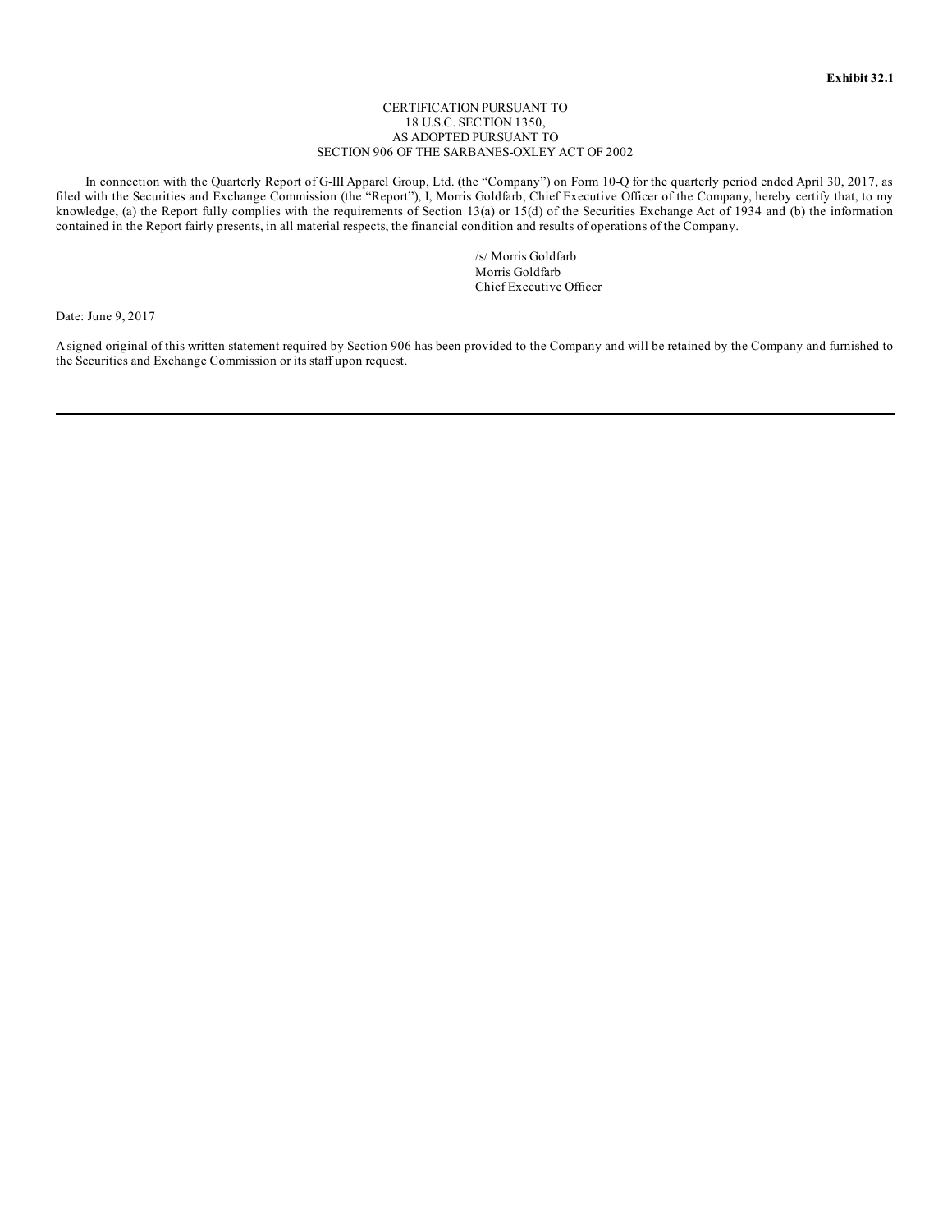**Exhibit 32.1**

CERTIFICATION PURSUANT TO
18 U.S.C. SECTION 1350,
AS ADOPTED PURSUANT TO
SECTION 906 OF THE SARBANES-OXLEY ACT OF 2002

In connection with the Quarterly Report of G-III Apparel Group, Ltd. (the "Company") on Form 10-Q for the quarterly period ended April 30, 2017, as filed with the Securities and Exchange Commission (the "Report"), I, Morris Goldfarb, Chief Executive Officer of the Company, hereby certify that, to my knowledge, (a) the Report fully complies with the requirements of Section 13(a) or 15(d) of the Securities Exchange Act of 1934 and (b) the information contained in the Report fairly presents, in all material respects, the financial condition and results of operations of the Company.

/s/ Morris Goldfarb
Morris Goldfarb
Chief Executive Officer

Date: June 9, 2017

A signed original of this written statement required by Section 906 has been provided to the Company and will be retained by the Company and furnished to the Securities and Exchange Commission or its staff upon request.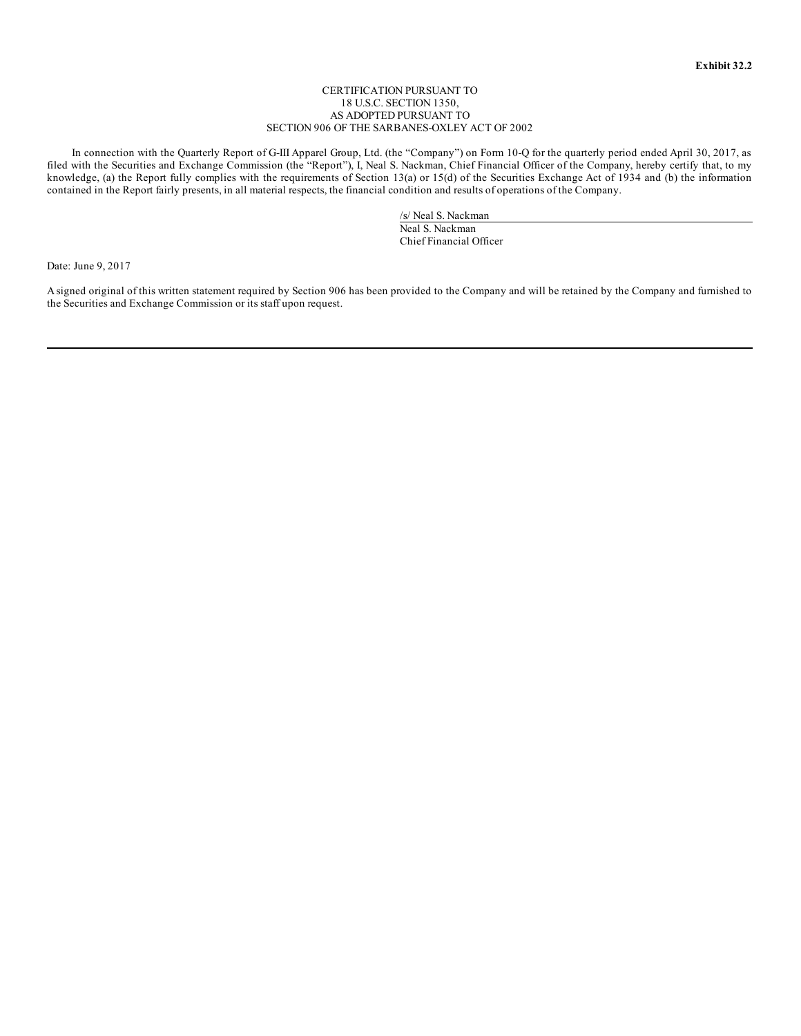**Exhibit 32.2**

CERTIFICATION PURSUANT TO
18 U.S.C. SECTION 1350,
AS ADOPTED PURSUANT TO
SECTION 906 OF THE SARBANES-OXLEY ACT OF 2002

In connection with the Quarterly Report of G-III Apparel Group, Ltd. (the "Company") on Form 10-Q for the quarterly period ended April 30, 2017, as filed with the Securities and Exchange Commission (the "Report"), I, Neal S. Nackman, Chief Financial Officer of the Company, hereby certify that, to my knowledge, (a) the Report fully complies with the requirements of Section 13(a) or 15(d) of the Securities Exchange Act of 1934 and (b) the information contained in the Report fairly presents, in all material respects, the financial condition and results of operations of the Company.

/s/ Neal S. Nackman
Neal S. Nackman
Chief Financial Officer

Date: June 9, 2017

A signed original of this written statement required by Section 906 has been provided to the Company and will be retained by the Company and furnished to the Securities and Exchange Commission or its staff upon request.